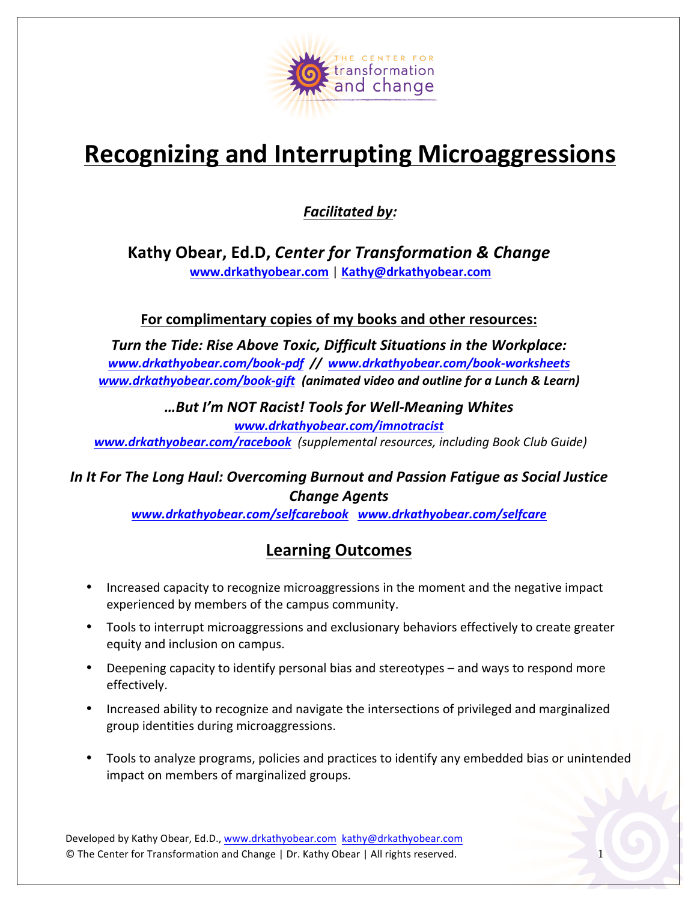# Recognizing and Interrupting Microaggressions

***Facilitated by:***

**Kathy Obear, Ed.D,** ***Center for Transformation & Change***
**www.drkathyobear.com | Kathy@drkathyobear.com**

**For complimentary copies of my books and other resources:**

***Turn the Tide: Rise Above Toxic, Difficult Situations in the Workplace:***
***www.drkathyobear.com/book-pdf // www.drkathyobear.com/book-worksheets***
***www.drkathyobear.com/book-gift (animated video and outline for a Lunch & Learn)***

***…But I'm NOT Racist! Tools for Well-Meaning Whites***
***www.drkathyobear.com/imnotracist***
***www.drkathyobear.com/racebook*** *(supplemental resources, including Book Club Guide)*

***In It For The Long Haul: Overcoming Burnout and Passion Fatigue as Social Justice Change Agents***
***www.drkathyobear.com/selfcarebook www.drkathyobear.com/selfcare***

## Learning Outcomes

- Increased capacity to recognize microaggressions in the moment and the negative impact experienced by members of the campus community.
- Tools to interrupt microaggressions and exclusionary behaviors effectively to create greater equity and inclusion on campus.
- Deepening capacity to identify personal bias and stereotypes – and ways to respond more effectively.
- Increased ability to recognize and navigate the intersections of privileged and marginalized group identities during microaggressions.
- Tools to analyze programs, policies and practices to identify any embedded bias or unintended impact on members of marginalized groups.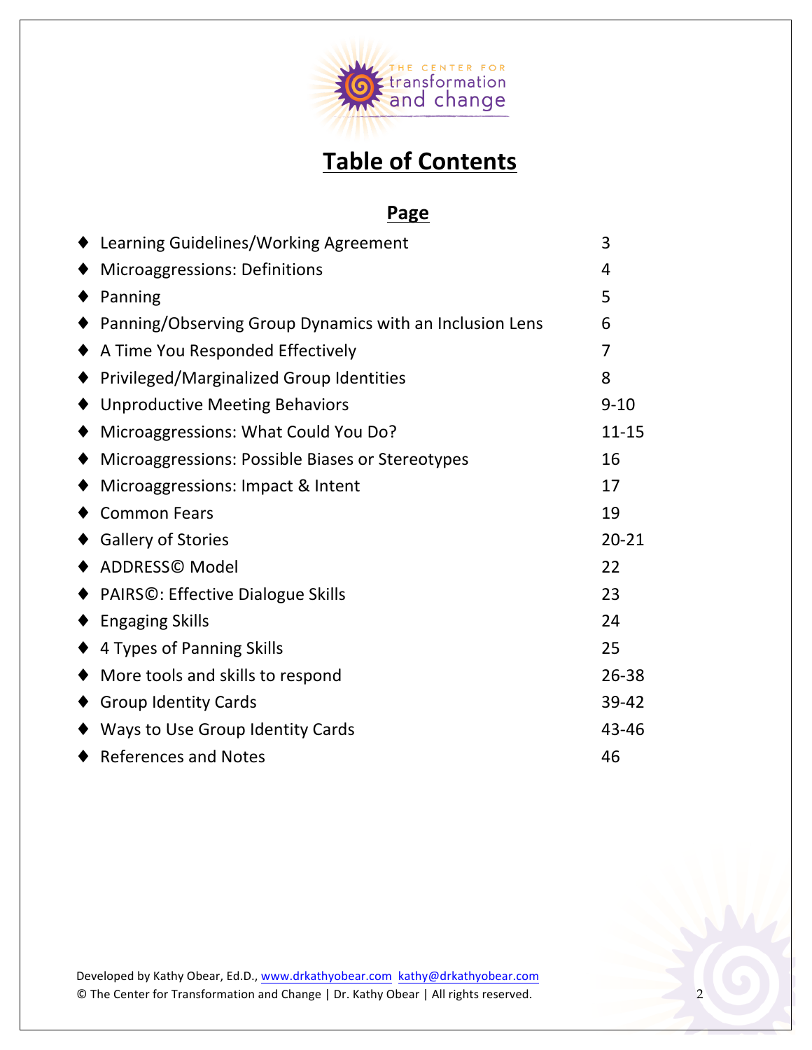# Table of Contents

| | Page |
|---|---|
| ♦ Learning Guidelines/Working Agreement | 3 |
| ♦ Microaggressions: Definitions | 4 |
| ♦ Panning | 5 |
| ♦ Panning/Observing Group Dynamics with an Inclusion Lens | 6 |
| ♦ A Time You Responded Effectively | 7 |
| ♦ Privileged/Marginalized Group Identities | 8 |
| ♦ Unproductive Meeting Behaviors | 9-10 |
| ♦ Microaggressions: What Could You Do? | 11-15 |
| ♦ Microaggressions: Possible Biases or Stereotypes | 16 |
| ♦ Microaggressions: Impact & Intent | 17 |
| ♦ Common Fears | 19 |
| ♦ Gallery of Stories | 20-21 |
| ♦ ADDRESS© Model | 22 |
| ♦ PAIRS©: Effective Dialogue Skills | 23 |
| ♦ Engaging Skills | 24 |
| ♦ 4 Types of Panning Skills | 25 |
| ♦ More tools and skills to respond | 26-38 |
| ♦ Group Identity Cards | 39-42 |
| ♦ Ways to Use Group Identity Cards | 43-46 |
| ♦ References and Notes | 46 |

Developed by Kathy Obear, Ed.D., www.drkathyobear.com kathy@drkathyobear.com
© The Center for Transformation and Change | Dr. Kathy Obear | All rights reserved.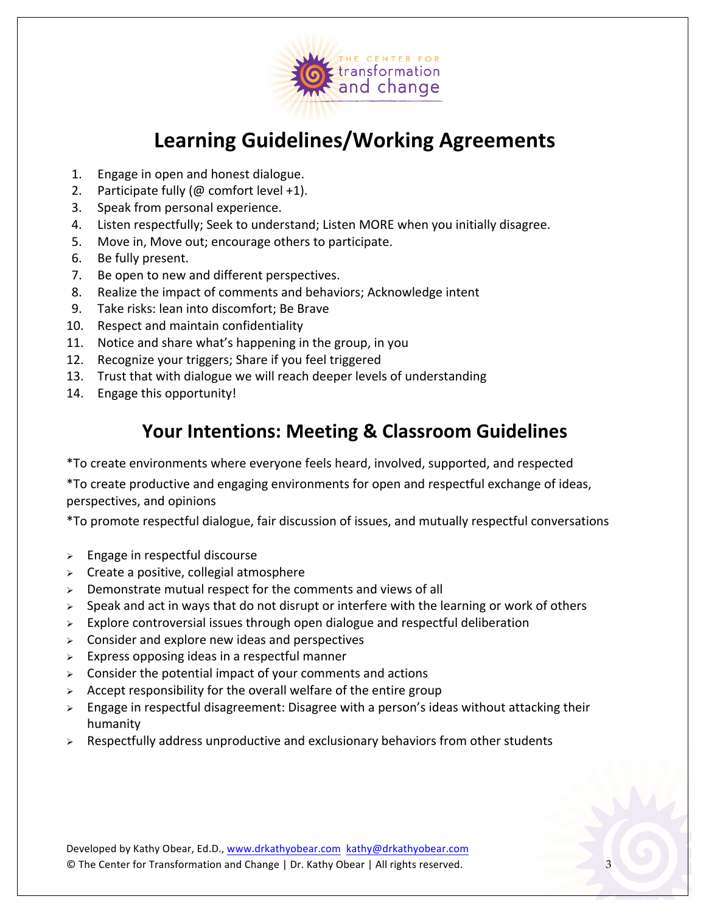THE CENTER FOR transformation and change

# Learning Guidelines/Working Agreements

1. Engage in open and honest dialogue.
2. Participate fully (@ comfort level +1).
3. Speak from personal experience.
4. Listen respectfully; Seek to understand; Listen MORE when you initially disagree.
5. Move in, Move out; encourage others to participate.
6. Be fully present.
7. Be open to new and different perspectives.
8. Realize the impact of comments and behaviors; Acknowledge intent
9. Take risks: lean into discomfort; Be Brave
10. Respect and maintain confidentiality
11. Notice and share what's happening in the group, in you
12. Recognize your triggers; Share if you feel triggered
13. Trust that with dialogue we will reach deeper levels of understanding
14. Engage this opportunity!

# Your Intentions: Meeting & Classroom Guidelines

*To create environments where everyone feels heard, involved, supported, and respected

*To create productive and engaging environments for open and respectful exchange of ideas, perspectives, and opinions

*To promote respectful dialogue, fair discussion of issues, and mutually respectful conversations

- Engage in respectful discourse
- Create a positive, collegial atmosphere
- Demonstrate mutual respect for the comments and views of all
- Speak and act in ways that do not disrupt or interfere with the learning or work of others
- Explore controversial issues through open dialogue and respectful deliberation
- Consider and explore new ideas and perspectives
- Express opposing ideas in a respectful manner
- Consider the potential impact of your comments and actions
- Accept responsibility for the overall welfare of the entire group
- Engage in respectful disagreement: Disagree with a person's ideas without attacking their humanity
- Respectfully address unproductive and exclusionary behaviors from other students

Developed by Kathy Obear, Ed.D., www.drkathyobear.com kathy@drkathyobear.com
© The Center for Transformation and Change | Dr. Kathy Obear | All rights reserved.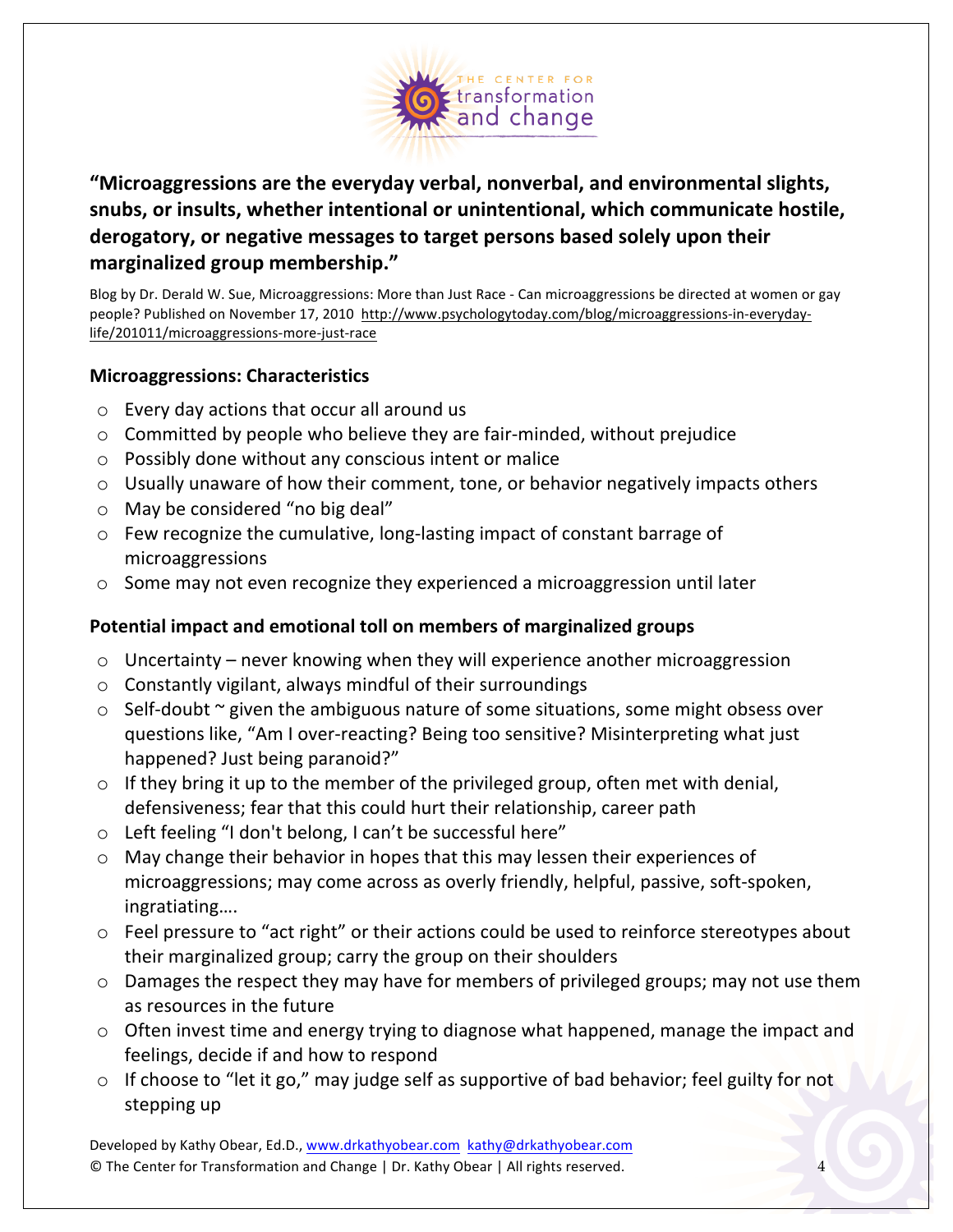**"Microaggressions are the everyday verbal, nonverbal, and environmental slights, snubs, or insults, whether intentional or unintentional, which communicate hostile, derogatory, or negative messages to target persons based solely upon their marginalized group membership."**

Blog by Dr. Derald W. Sue, Microaggressions: More than Just Race - Can microaggressions be directed at women or gay people? Published on November 17, 2010 http://www.psychologytoday.com/blog/microaggressions-in-everyday-life/201011/microaggressions-more-just-race

**Microaggressions: Characteristics**

- Every day actions that occur all around us
- Committed by people who believe they are fair-minded, without prejudice
- Possibly done without any conscious intent or malice
- Usually unaware of how their comment, tone, or behavior negatively impacts others
- May be considered "no big deal"
- Few recognize the cumulative, long-lasting impact of constant barrage of microaggressions
- Some may not even recognize they experienced a microaggression until later

**Potential impact and emotional toll on members of marginalized groups**

- Uncertainty – never knowing when they will experience another microaggression
- Constantly vigilant, always mindful of their surroundings
- Self-doubt ~ given the ambiguous nature of some situations, some might obsess over questions like, "Am I over-reacting? Being too sensitive? Misinterpreting what just happened? Just being paranoid?"
- If they bring it up to the member of the privileged group, often met with denial, defensiveness; fear that this could hurt their relationship, career path
- Left feeling "I don't belong, I can't be successful here"
- May change their behavior in hopes that this may lessen their experiences of microaggressions; may come across as overly friendly, helpful, passive, soft-spoken, ingratiating….
- Feel pressure to "act right" or their actions could be used to reinforce stereotypes about their marginalized group; carry the group on their shoulders
- Damages the respect they may have for members of privileged groups; may not use them as resources in the future
- Often invest time and energy trying to diagnose what happened, manage the impact and feelings, decide if and how to respond
- If choose to "let it go," may judge self as supportive of bad behavior; feel guilty for not stepping up

Developed by Kathy Obear, Ed.D., www.drkathyobear.com kathy@drkathyobear.com
© The Center for Transformation and Change | Dr. Kathy Obear | All rights reserved.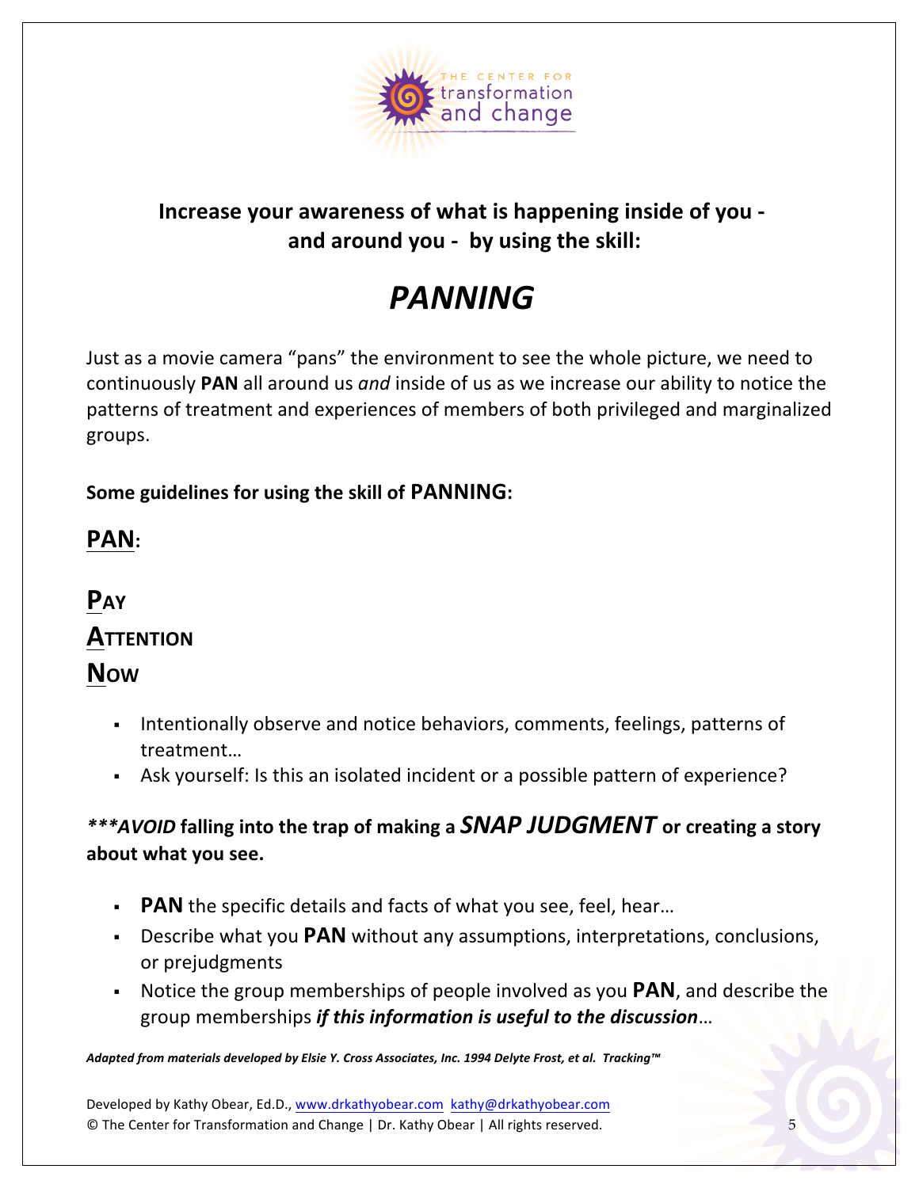**Increase your awareness of what is happening inside of you - and around you - by using the skill:**

# *PANNING*

Just as a movie camera "pans" the environment to see the whole picture, we need to continuously **PAN** all around us *and* inside of us as we increase our ability to notice the patterns of treatment and experiences of members of both privileged and marginalized groups.

**Some guidelines for using the skill of PANNING:**

## PAN:

**P**AY
**A**TTENTION
**N**OW

- Intentionally observe and notice behaviors, comments, feelings, patterns of treatment…
- Ask yourself: Is this an isolated incident or a possible pattern of experience?

***\*\*\*AVOID* falling into the trap of making a *SNAP JUDGMENT* or creating a story about what you see.**

- **PAN** the specific details and facts of what you see, feel, hear…
- Describe what you **PAN** without any assumptions, interpretations, conclusions, or prejudgments
- Notice the group memberships of people involved as you **PAN**, and describe the group memberships ***if this information is useful to the discussion***…

***Adapted from materials developed by Elsie Y. Cross Associates, Inc. 1994 Delyte Frost, et al. Tracking™***

Developed by Kathy Obear, Ed.D., www.drkathyobear.com kathy@drkathyobear.com
© The Center for Transformation and Change | Dr. Kathy Obear | All rights reserved.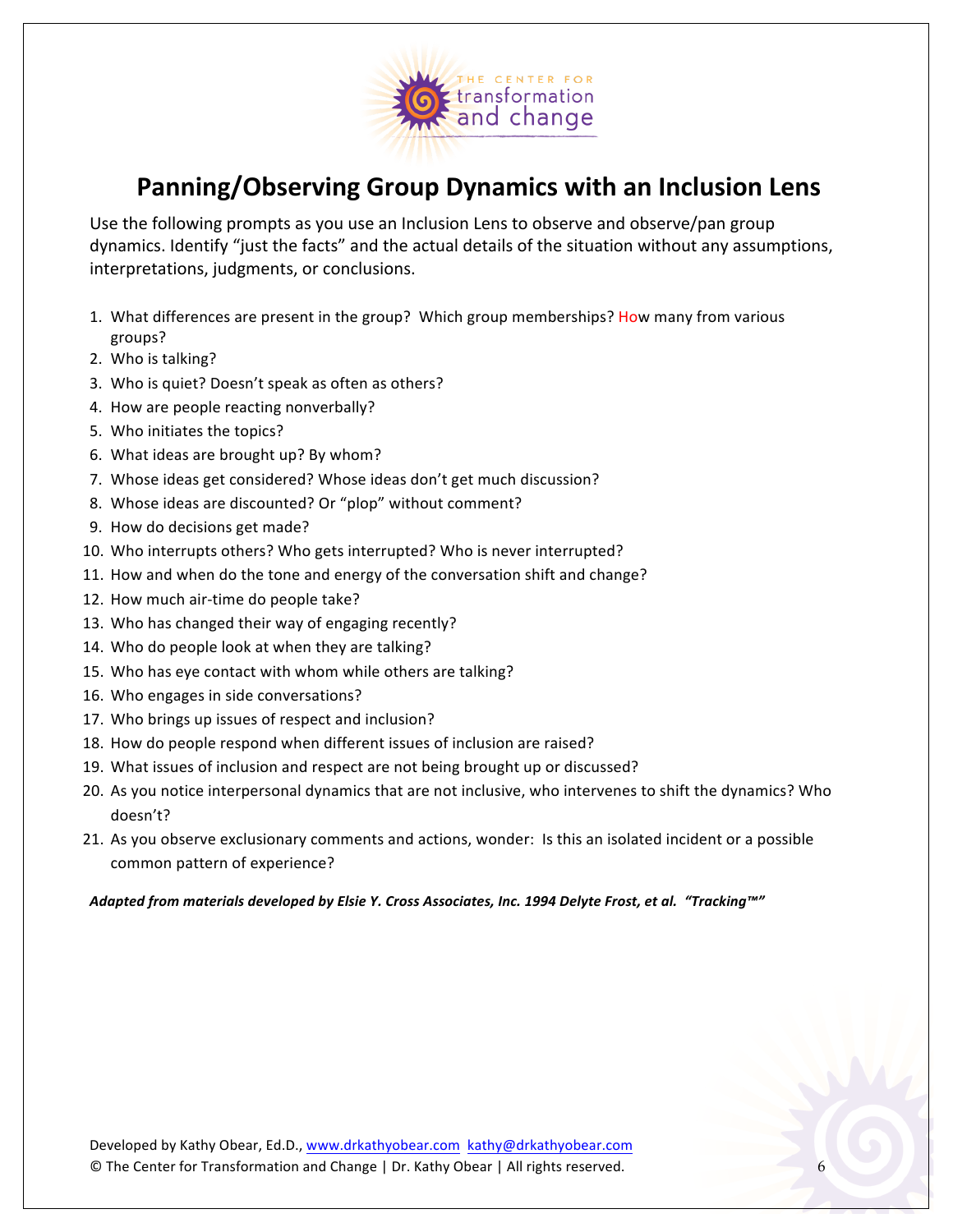THE CENTER FOR transformation and change

# Panning/Observing Group Dynamics with an Inclusion Lens

Use the following prompts as you use an Inclusion Lens to observe and observe/pan group dynamics. Identify "just the facts" and the actual details of the situation without any assumptions, interpretations, judgments, or conclusions.

1. What differences are present in the group? Which group memberships? How many from various groups?
2. Who is talking?
3. Who is quiet? Doesn't speak as often as others?
4. How are people reacting nonverbally?
5. Who initiates the topics?
6. What ideas are brought up? By whom?
7. Whose ideas get considered? Whose ideas don't get much discussion?
8. Whose ideas are discounted? Or "plop" without comment?
9. How do decisions get made?
10. Who interrupts others? Who gets interrupted? Who is never interrupted?
11. How and when do the tone and energy of the conversation shift and change?
12. How much air-time do people take?
13. Who has changed their way of engaging recently?
14. Who do people look at when they are talking?
15. Who has eye contact with whom while others are talking?
16. Who engages in side conversations?
17. Who brings up issues of respect and inclusion?
18. How do people respond when different issues of inclusion are raised?
19. What issues of inclusion and respect are not being brought up or discussed?
20. As you notice interpersonal dynamics that are not inclusive, who intervenes to shift the dynamics? Who doesn't?
21. As you observe exclusionary comments and actions, wonder: Is this an isolated incident or a possible common pattern of experience?

***Adapted from materials developed by Elsie Y. Cross Associates, Inc. 1994 Delyte Frost, et al. "Tracking™"***

Developed by Kathy Obear, Ed.D., www.drkathyobear.com kathy@drkathyobear.com
© The Center for Transformation and Change | Dr. Kathy Obear | All rights reserved.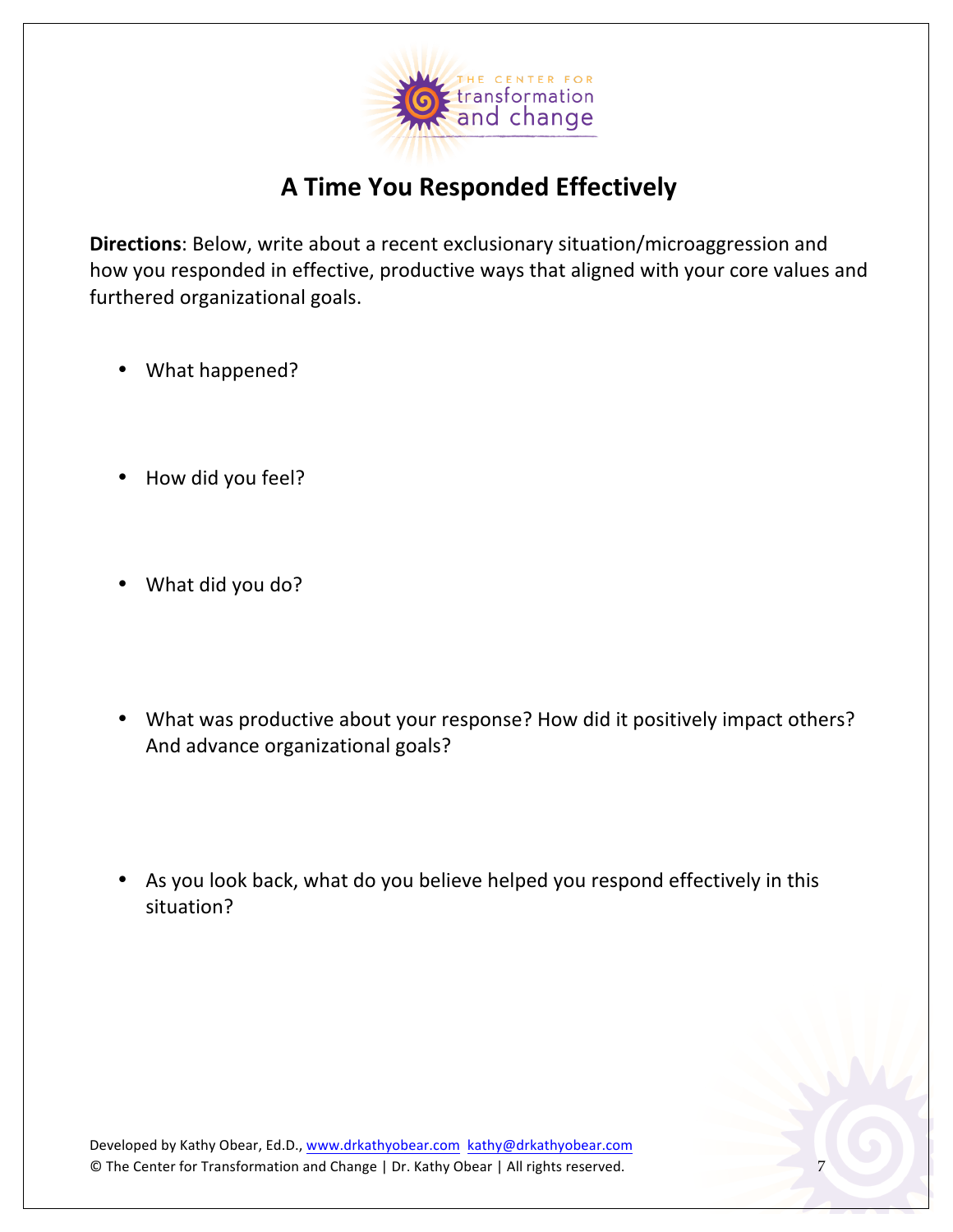# A Time You Responded Effectively

**Directions**: Below, write about a recent exclusionary situation/microaggression and how you responded in effective, productive ways that aligned with your core values and furthered organizational goals.

- What happened?

- How did you feel?

- What did you do?

- What was productive about your response? How did it positively impact others? And advance organizational goals?

- As you look back, what do you believe helped you respond effectively in this situation?

Developed by Kathy Obear, Ed.D., www.drkathyobear.com kathy@drkathyobear.com
© The Center for Transformation and Change | Dr. Kathy Obear | All rights reserved.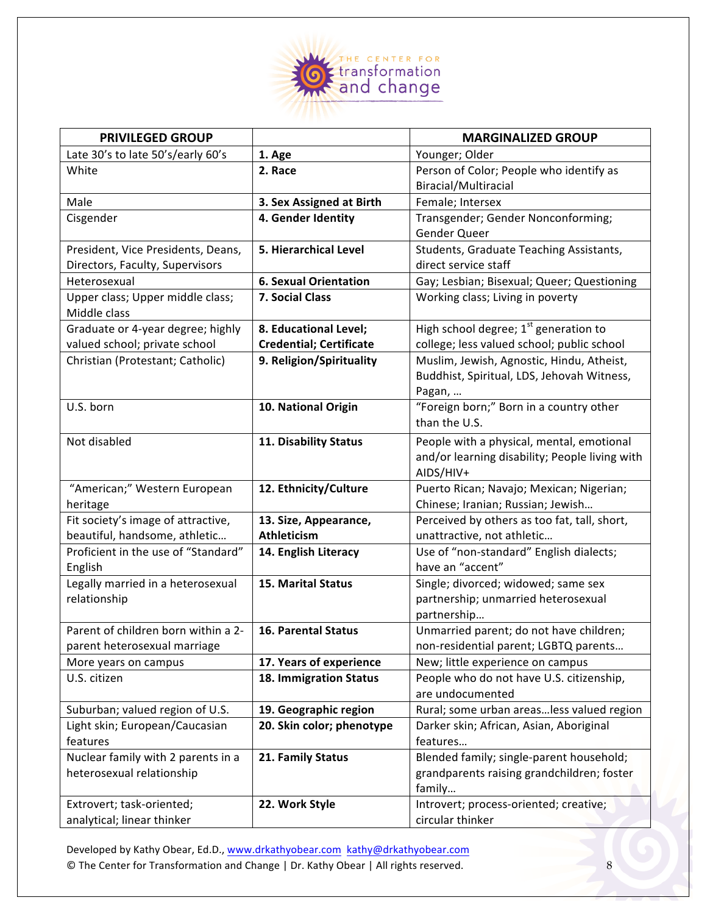| PRIVILEGED GROUP | | MARGINALIZED GROUP |
|---|---|---|
| Late 30's to late 50's/early 60's | **1. Age** | Younger; Older |
| White | **2. Race** | Person of Color; People who identify as Biracial/Multiracial |
| Male | **3. Sex Assigned at Birth** | Female; Intersex |
| Cisgender | **4. Gender Identity** | Transgender; Gender Nonconforming; Gender Queer |
| President, Vice Presidents, Deans, Directors, Faculty, Supervisors | **5. Hierarchical Level** | Students, Graduate Teaching Assistants, direct service staff |
| Heterosexual | **6. Sexual Orientation** | Gay; Lesbian; Bisexual; Queer; Questioning |
| Upper class; Upper middle class; Middle class | **7. Social Class** | Working class; Living in poverty |
| Graduate or 4-year degree; highly valued school; private school | **8. Educational Level; Credential; Certificate** | High school degree; 1st generation to college; less valued school; public school |
| Christian (Protestant; Catholic) | **9. Religion/Spirituality** | Muslim, Jewish, Agnostic, Hindu, Atheist, Buddhist, Spiritual, LDS, Jehovah Witness, Pagan, … |
| U.S. born | **10. National Origin** | "Foreign born;" Born in a country other than the U.S. |
| Not disabled | **11. Disability Status** | People with a physical, mental, emotional and/or learning disability; People living with AIDS/HIV+ |
| "American;" Western European heritage | **12. Ethnicity/Culture** | Puerto Rican; Navajo; Mexican; Nigerian; Chinese; Iranian; Russian; Jewish… |
| Fit society's image of attractive, beautiful, handsome, athletic… | **13. Size, Appearance, Athleticism** | Perceived by others as too fat, tall, short, unattractive, not athletic… |
| Proficient in the use of "Standard" English | **14. English Literacy** | Use of "non-standard" English dialects; have an "accent" |
| Legally married in a heterosexual relationship | **15. Marital Status** | Single; divorced; widowed; same sex partnership; unmarried heterosexual partnership… |
| Parent of children born within a 2-parent heterosexual marriage | **16. Parental Status** | Unmarried parent; do not have children; non-residential parent; LGBTQ parents… |
| More years on campus | **17. Years of experience** | New; little experience on campus |
| U.S. citizen | **18. Immigration Status** | People who do not have U.S. citizenship, are undocumented |
| Suburban; valued region of U.S. | **19. Geographic region** | Rural; some urban areas…less valued region |
| Light skin; European/Caucasian features | **20. Skin color; phenotype** | Darker skin; African, Asian, Aboriginal features… |
| Nuclear family with 2 parents in a heterosexual relationship | **21. Family Status** | Blended family; single-parent household; grandparents raising grandchildren; foster family… |
| Extrovert; task-oriented; analytical; linear thinker | **22. Work Style** | Introvert; process-oriented; creative; circular thinker |

Developed by Kathy Obear, Ed.D., www.drkathyobear.com kathy@drkathyobear.com
© The Center for Transformation and Change | Dr. Kathy Obear | All rights reserved.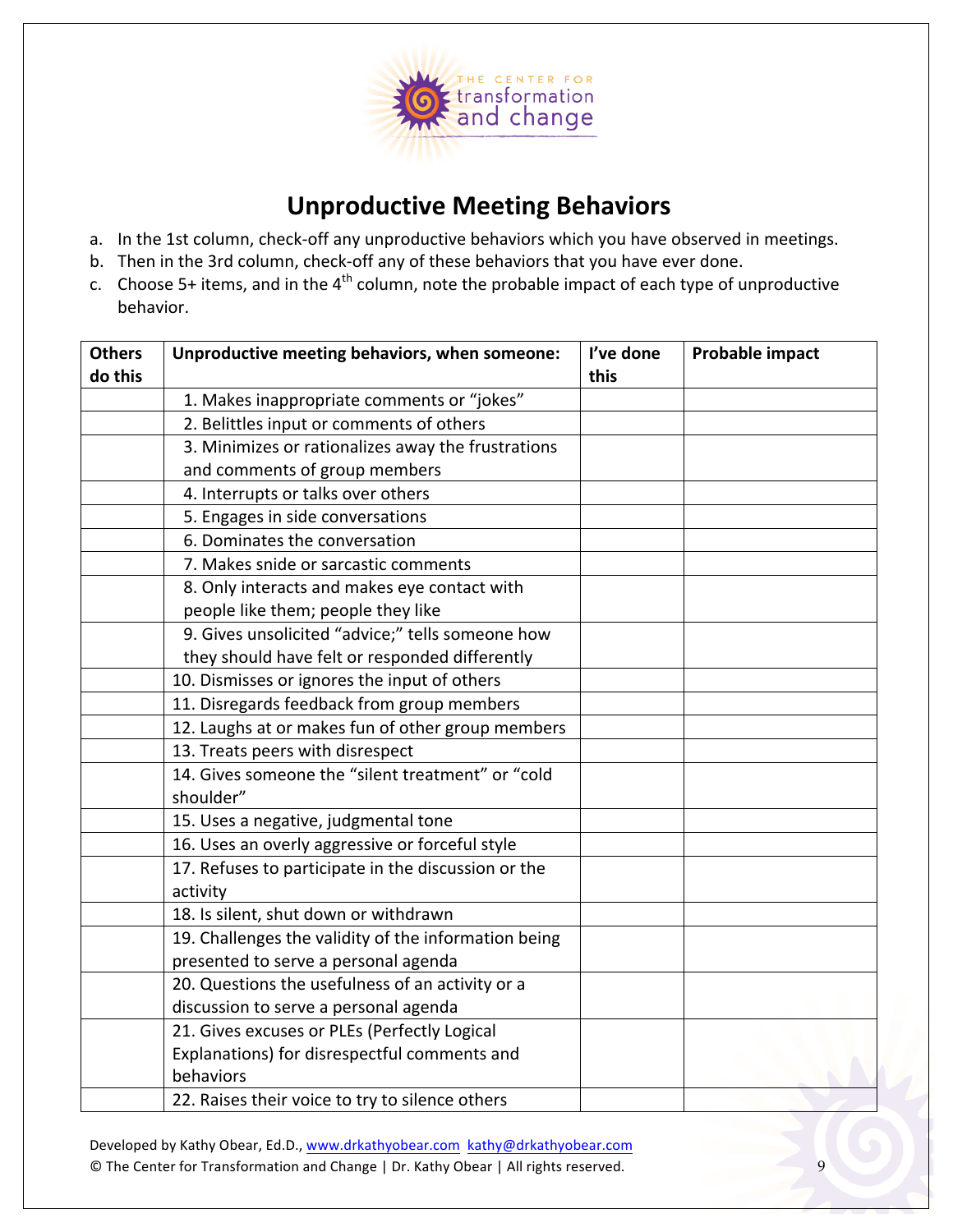THE CENTER FOR transformation and change

# Unproductive Meeting Behaviors

a. In the 1st column, check-off any unproductive behaviors which you have observed in meetings.
b. Then in the 3rd column, check-off any of these behaviors that you have ever done.
c. Choose 5+ items, and in the 4th column, note the probable impact of each type of unproductive behavior.

| Others do this | Unproductive meeting behaviors, when someone: | I've done this | Probable impact |
|---|---|---|---|
| | 1. Makes inappropriate comments or "jokes" | | |
| | 2. Belittles input or comments of others | | |
| | 3. Minimizes or rationalizes away the frustrations and comments of group members | | |
| | 4. Interrupts or talks over others | | |
| | 5. Engages in side conversations | | |
| | 6. Dominates the conversation | | |
| | 7. Makes snide or sarcastic comments | | |
| | 8. Only interacts and makes eye contact with people like them; people they like | | |
| | 9. Gives unsolicited "advice;" tells someone how they should have felt or responded differently | | |
| | 10. Dismisses or ignores the input of others | | |
| | 11. Disregards feedback from group members | | |
| | 12. Laughs at or makes fun of other group members | | |
| | 13. Treats peers with disrespect | | |
| | 14. Gives someone the "silent treatment" or "cold shoulder" | | |
| | 15. Uses a negative, judgmental tone | | |
| | 16. Uses an overly aggressive or forceful style | | |
| | 17. Refuses to participate in the discussion or the activity | | |
| | 18. Is silent, shut down or withdrawn | | |
| | 19. Challenges the validity of the information being presented to serve a personal agenda | | |
| | 20. Questions the usefulness of an activity or a discussion to serve a personal agenda | | |
| | 21. Gives excuses or PLEs (Perfectly Logical Explanations) for disrespectful comments and behaviors | | |
| | 22. Raises their voice to try to silence others | | |

Developed by Kathy Obear, Ed.D., www.drkathyobear.com kathy@drkathyobear.com
© The Center for Transformation and Change | Dr. Kathy Obear | All rights reserved.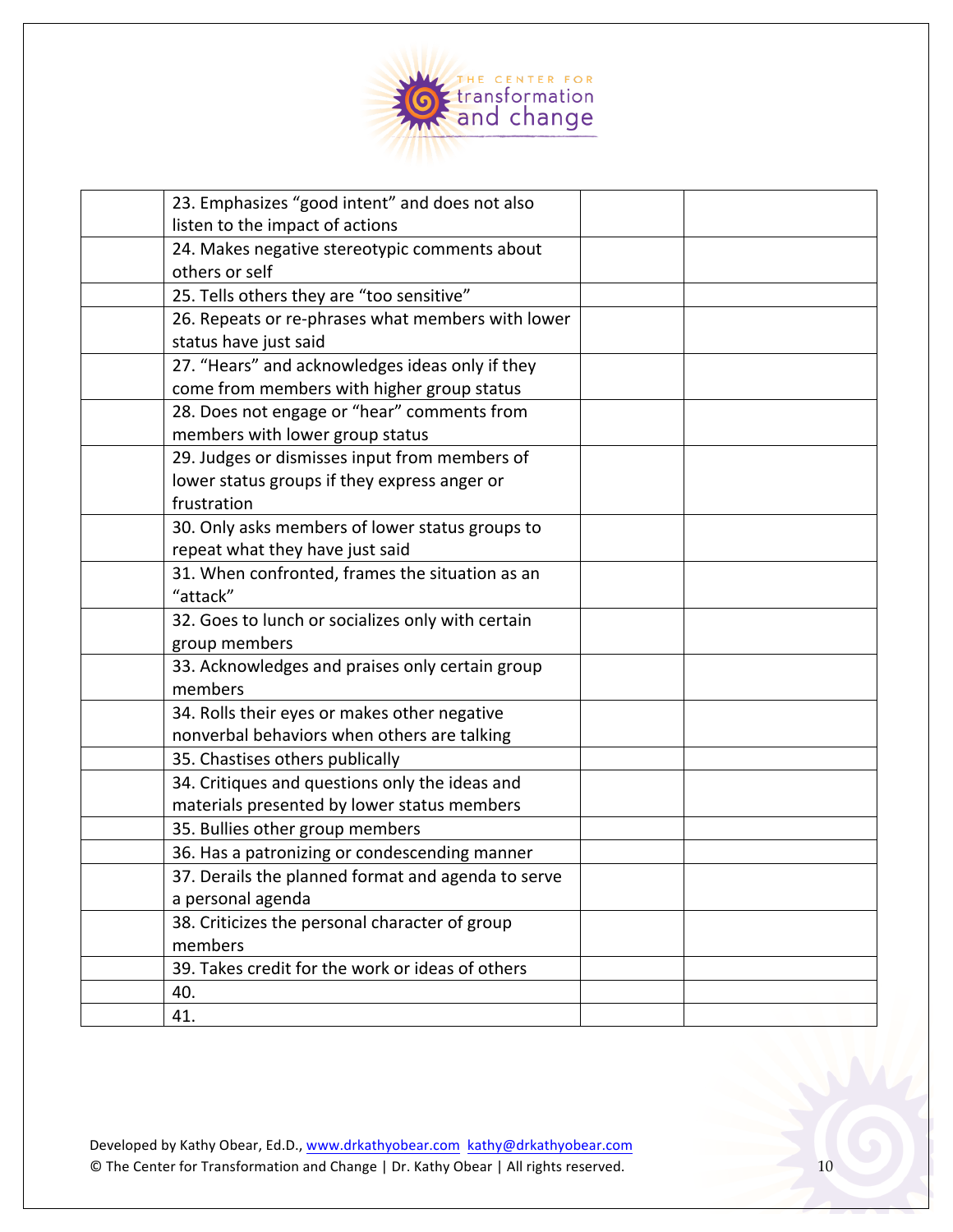| | | | |
|---|---|---|---|
| | 23. Emphasizes "good intent" and does not also listen to the impact of actions | | |
| | 24. Makes negative stereotypic comments about others or self | | |
| | 25. Tells others they are "too sensitive" | | |
| | 26. Repeats or re-phrases what members with lower status have just said | | |
| | 27. "Hears" and acknowledges ideas only if they come from members with higher group status | | |
| | 28. Does not engage or "hear" comments from members with lower group status | | |
| | 29. Judges or dismisses input from members of lower status groups if they express anger or frustration | | |
| | 30. Only asks members of lower status groups to repeat what they have just said | | |
| | 31. When confronted, frames the situation as an "attack" | | |
| | 32. Goes to lunch or socializes only with certain group members | | |
| | 33. Acknowledges and praises only certain group members | | |
| | 34. Rolls their eyes or makes other negative nonverbal behaviors when others are talking | | |
| | 35. Chastises others publically | | |
| | 34. Critiques and questions only the ideas and materials presented by lower status members | | |
| | 35. Bullies other group members | | |
| | 36. Has a patronizing or condescending manner | | |
| | 37. Derails the planned format and agenda to serve a personal agenda | | |
| | 38. Criticizes the personal character of group members | | |
| | 39. Takes credit for the work or ideas of others | | |
| | 40. | | |
| | 41. | | |

Developed by Kathy Obear, Ed.D., www.drkathyobear.com kathy@drkathyobear.com
© The Center for Transformation and Change | Dr. Kathy Obear | All rights reserved.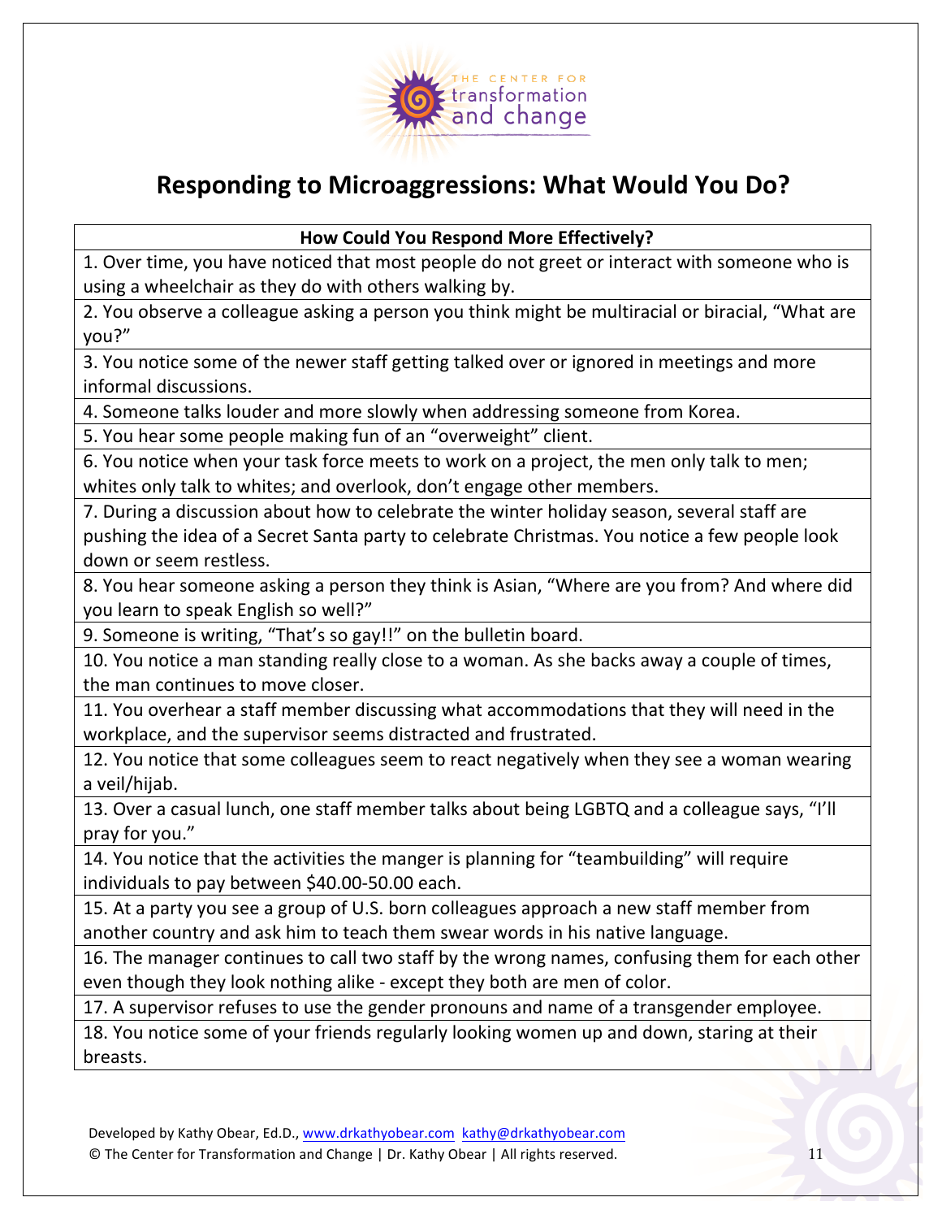THE CENTER FOR transformation and change

# Responding to Microaggressions: What Would You Do?

| How Could You Respond More Effectively? |
|---|
| 1. Over time, you have noticed that most people do not greet or interact with someone who is using a wheelchair as they do with others walking by. |
| 2. You observe a colleague asking a person you think might be multiracial or biracial, "What are you?" |
| 3. You notice some of the newer staff getting talked over or ignored in meetings and more informal discussions. |
| 4. Someone talks louder and more slowly when addressing someone from Korea. |
| 5. You hear some people making fun of an "overweight" client. |
| 6. You notice when your task force meets to work on a project, the men only talk to men; whites only talk to whites; and overlook, don't engage other members. |
| 7. During a discussion about how to celebrate the winter holiday season, several staff are pushing the idea of a Secret Santa party to celebrate Christmas. You notice a few people look down or seem restless. |
| 8. You hear someone asking a person they think is Asian, "Where are you from? And where did you learn to speak English so well?" |
| 9. Someone is writing, "That's so gay!!" on the bulletin board. |
| 10. You notice a man standing really close to a woman. As she backs away a couple of times, the man continues to move closer. |
| 11. You overhear a staff member discussing what accommodations that they will need in the workplace, and the supervisor seems distracted and frustrated. |
| 12. You notice that some colleagues seem to react negatively when they see a woman wearing a veil/hijab. |
| 13. Over a casual lunch, one staff member talks about being LGBTQ and a colleague says, "I'll pray for you." |
| 14. You notice that the activities the manger is planning for "teambuilding" will require individuals to pay between $40.00-50.00 each. |
| 15. At a party you see a group of U.S. born colleagues approach a new staff member from another country and ask him to teach them swear words in his native language. |
| 16. The manager continues to call two staff by the wrong names, confusing them for each other even though they look nothing alike - except they both are men of color. |
| 17. A supervisor refuses to use the gender pronouns and name of a transgender employee. |
| 18. You notice some of your friends regularly looking women up and down, staring at their breasts. |

Developed by Kathy Obear, Ed.D., www.drkathyobear.com kathy@drkathyobear.com
© The Center for Transformation and Change | Dr. Kathy Obear | All rights reserved.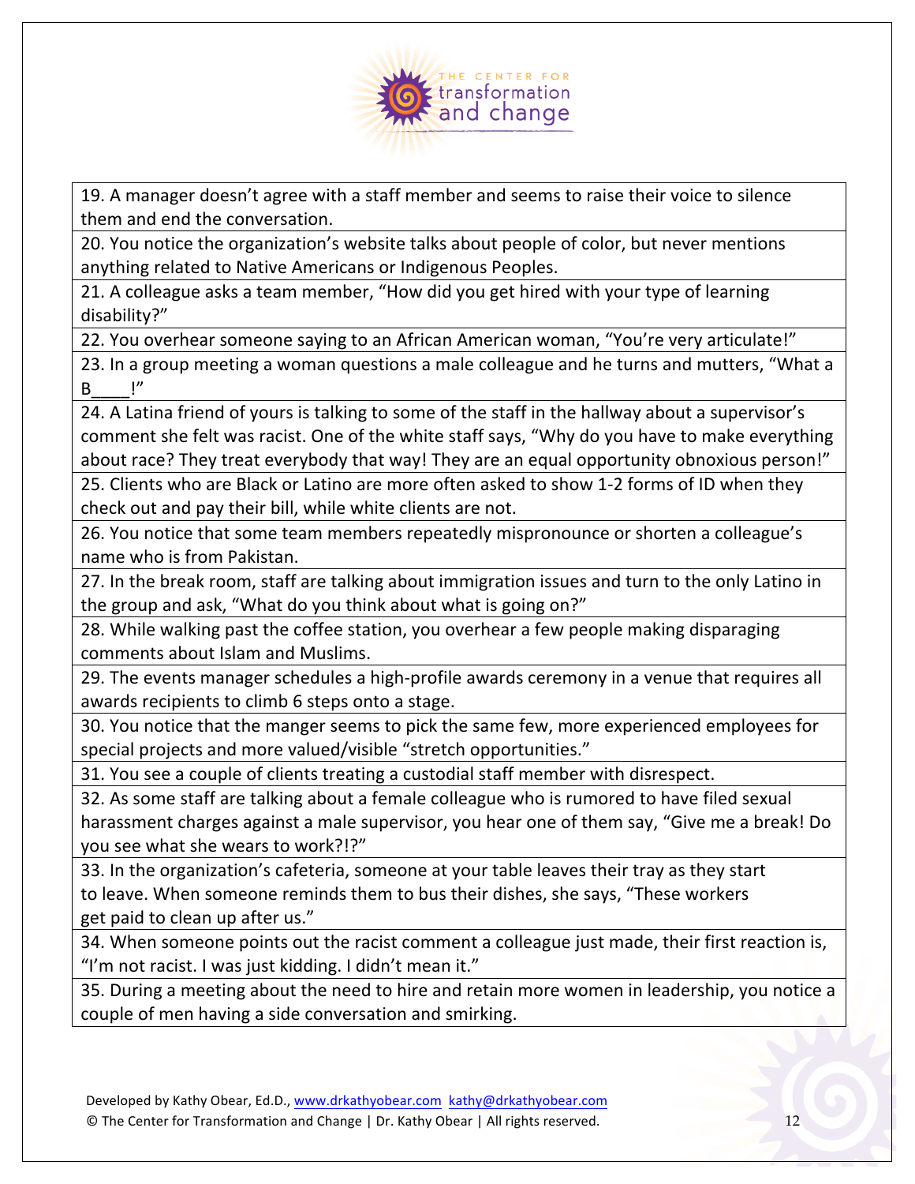| |
|---|
| 19. A manager doesn't agree with a staff member and seems to raise their voice to silence them and end the conversation. |
| 20. You notice the organization's website talks about people of color, but never mentions anything related to Native Americans or Indigenous Peoples. |
| 21. A colleague asks a team member, "How did you get hired with your type of learning disability?" |
| 22. You overhear someone saying to an African American woman, "You're very articulate!" |
| 23. In a group meeting a woman questions a male colleague and he turns and mutters, "What a B____!" |
| 24. A Latina friend of yours is talking to some of the staff in the hallway about a supervisor's comment she felt was racist. One of the white staff says, "Why do you have to make everything about race? They treat everybody that way! They are an equal opportunity obnoxious person!" |
| 25. Clients who are Black or Latino are more often asked to show 1-2 forms of ID when they check out and pay their bill, while white clients are not. |
| 26. You notice that some team members repeatedly mispronounce or shorten a colleague's name who is from Pakistan. |
| 27. In the break room, staff are talking about immigration issues and turn to the only Latino in the group and ask, "What do you think about what is going on?" |
| 28. While walking past the coffee station, you overhear a few people making disparaging comments about Islam and Muslims. |
| 29. The events manager schedules a high-profile awards ceremony in a venue that requires all awards recipients to climb 6 steps onto a stage. |
| 30. You notice that the manger seems to pick the same few, more experienced employees for special projects and more valued/visible "stretch opportunities." |
| 31. You see a couple of clients treating a custodial staff member with disrespect. |
| 32. As some staff are talking about a female colleague who is rumored to have filed sexual harassment charges against a male supervisor, you hear one of them say, "Give me a break! Do you see what she wears to work?!?" |
| 33. In the organization's cafeteria, someone at your table leaves their tray as they start to leave. When someone reminds them to bus their dishes, she says, "These workers get paid to clean up after us." |
| 34. When someone points out the racist comment a colleague just made, their first reaction is, "I'm not racist. I was just kidding. I didn't mean it." |
| 35. During a meeting about the need to hire and retain more women in leadership, you notice a couple of men having a side conversation and smirking. |

Developed by Kathy Obear, Ed.D., www.drkathyobear.com kathy@drkathyobear.com
© The Center for Transformation and Change | Dr. Kathy Obear | All rights reserved.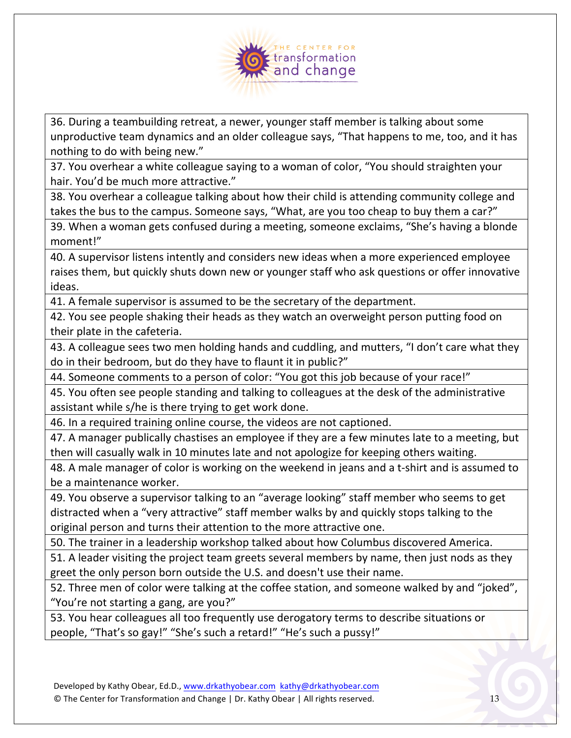| |
|---|
| 36. During a teambuilding retreat, a newer, younger staff member is talking about some unproductive team dynamics and an older colleague says, "That happens to me, too, and it has nothing to do with being new." |
| 37. You overhear a white colleague saying to a woman of color, "You should straighten your hair. You'd be much more attractive." |
| 38. You overhear a colleague talking about how their child is attending community college and takes the bus to the campus. Someone says, "What, are you too cheap to buy them a car?" |
| 39. When a woman gets confused during a meeting, someone exclaims, "She's having a blonde moment!" |
| 40. A supervisor listens intently and considers new ideas when a more experienced employee raises them, but quickly shuts down new or younger staff who ask questions or offer innovative ideas. |
| 41. A female supervisor is assumed to be the secretary of the department. |
| 42. You see people shaking their heads as they watch an overweight person putting food on their plate in the cafeteria. |
| 43. A colleague sees two men holding hands and cuddling, and mutters, "I don't care what they do in their bedroom, but do they have to flaunt it in public?" |
| 44. Someone comments to a person of color: "You got this job because of your race!" |
| 45. You often see people standing and talking to colleagues at the desk of the administrative assistant while s/he is there trying to get work done. |
| 46. In a required training online course, the videos are not captioned. |
| 47. A manager publically chastises an employee if they are a few minutes late to a meeting, but then will casually walk in 10 minutes late and not apologize for keeping others waiting. |
| 48. A male manager of color is working on the weekend in jeans and a t-shirt and is assumed to be a maintenance worker. |
| 49. You observe a supervisor talking to an "average looking" staff member who seems to get distracted when a "very attractive" staff member walks by and quickly stops talking to the original person and turns their attention to the more attractive one. |
| 50. The trainer in a leadership workshop talked about how Columbus discovered America. |
| 51. A leader visiting the project team greets several members by name, then just nods as they greet the only person born outside the U.S. and doesn't use their name. |
| 52. Three men of color were talking at the coffee station, and someone walked by and "joked", "You're not starting a gang, are you?" |
| 53. You hear colleagues all too frequently use derogatory terms to describe situations or people, "That's so gay!" "She's such a retard!" "He's such a pussy!" |

Developed by Kathy Obear, Ed.D., www.drkathyobear.com kathy@drkathyobear.com
© The Center for Transformation and Change | Dr. Kathy Obear | All rights reserved.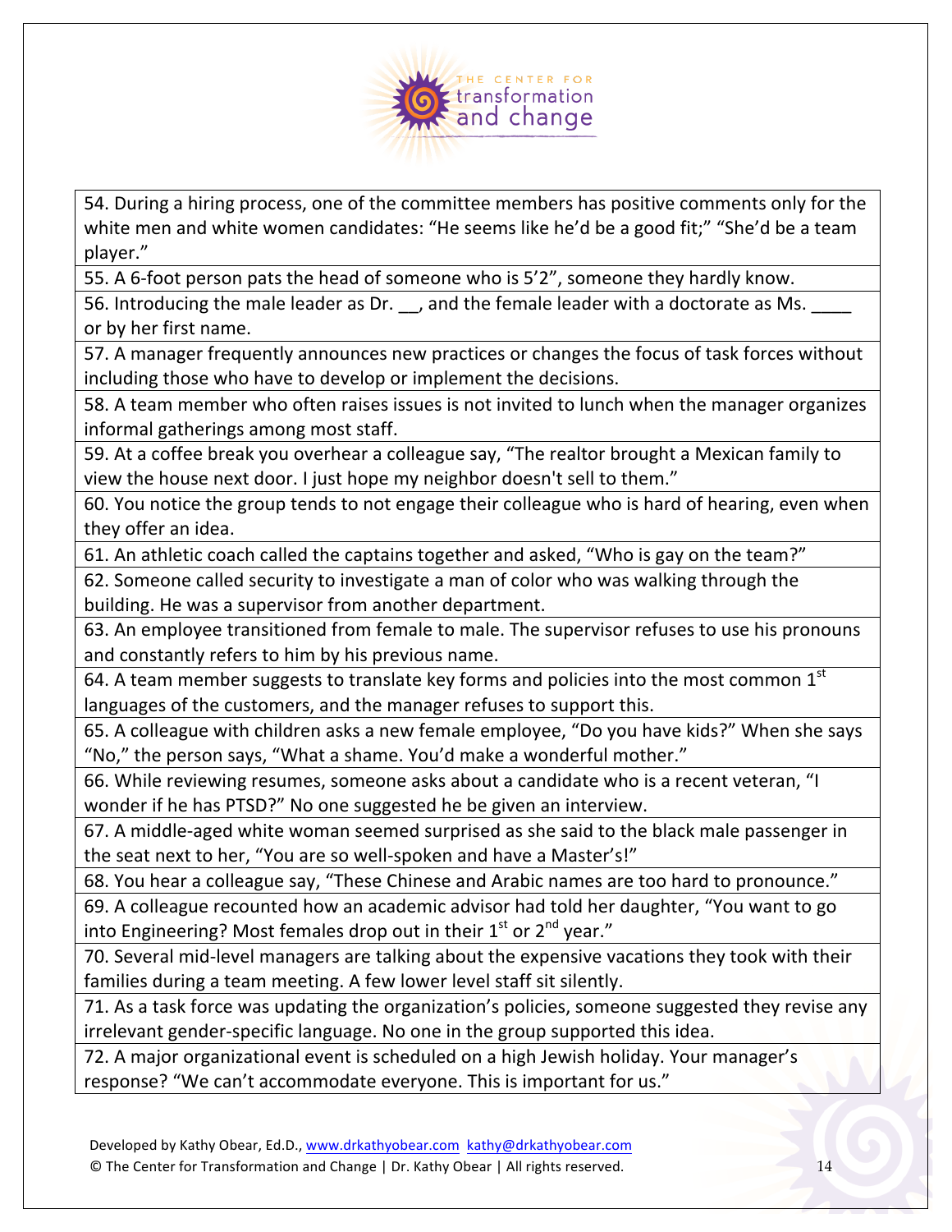| |
|---|
| 54. During a hiring process, one of the committee members has positive comments only for the white men and white women candidates: "He seems like he'd be a good fit;" "She'd be a team player." |
| 55. A 6-foot person pats the head of someone who is 5'2", someone they hardly know. |
| 56. Introducing the male leader as Dr. __, and the female leader with a doctorate as Ms. ____ or by her first name. |
| 57. A manager frequently announces new practices or changes the focus of task forces without including those who have to develop or implement the decisions. |
| 58. A team member who often raises issues is not invited to lunch when the manager organizes informal gatherings among most staff. |
| 59. At a coffee break you overhear a colleague say, "The realtor brought a Mexican family to view the house next door. I just hope my neighbor doesn't sell to them." |
| 60. You notice the group tends to not engage their colleague who is hard of hearing, even when they offer an idea. |
| 61. An athletic coach called the captains together and asked, "Who is gay on the team?" |
| 62. Someone called security to investigate a man of color who was walking through the building. He was a supervisor from another department. |
| 63. An employee transitioned from female to male. The supervisor refuses to use his pronouns and constantly refers to him by his previous name. |
| 64. A team member suggests to translate key forms and policies into the most common 1st languages of the customers, and the manager refuses to support this. |
| 65. A colleague with children asks a new female employee, "Do you have kids?" When she says "No," the person says, "What a shame. You'd make a wonderful mother." |
| 66. While reviewing resumes, someone asks about a candidate who is a recent veteran, "I wonder if he has PTSD?" No one suggested he be given an interview. |
| 67. A middle-aged white woman seemed surprised as she said to the black male passenger in the seat next to her, "You are so well-spoken and have a Master's!" |
| 68. You hear a colleague say, "These Chinese and Arabic names are too hard to pronounce." |
| 69. A colleague recounted how an academic advisor had told her daughter, "You want to go into Engineering? Most females drop out in their 1st or 2nd year." |
| 70. Several mid-level managers are talking about the expensive vacations they took with their families during a team meeting. A few lower level staff sit silently. |
| 71. As a task force was updating the organization's policies, someone suggested they revise any irrelevant gender-specific language. No one in the group supported this idea. |
| 72. A major organizational event is scheduled on a high Jewish holiday. Your manager's response? "We can't accommodate everyone. This is important for us." |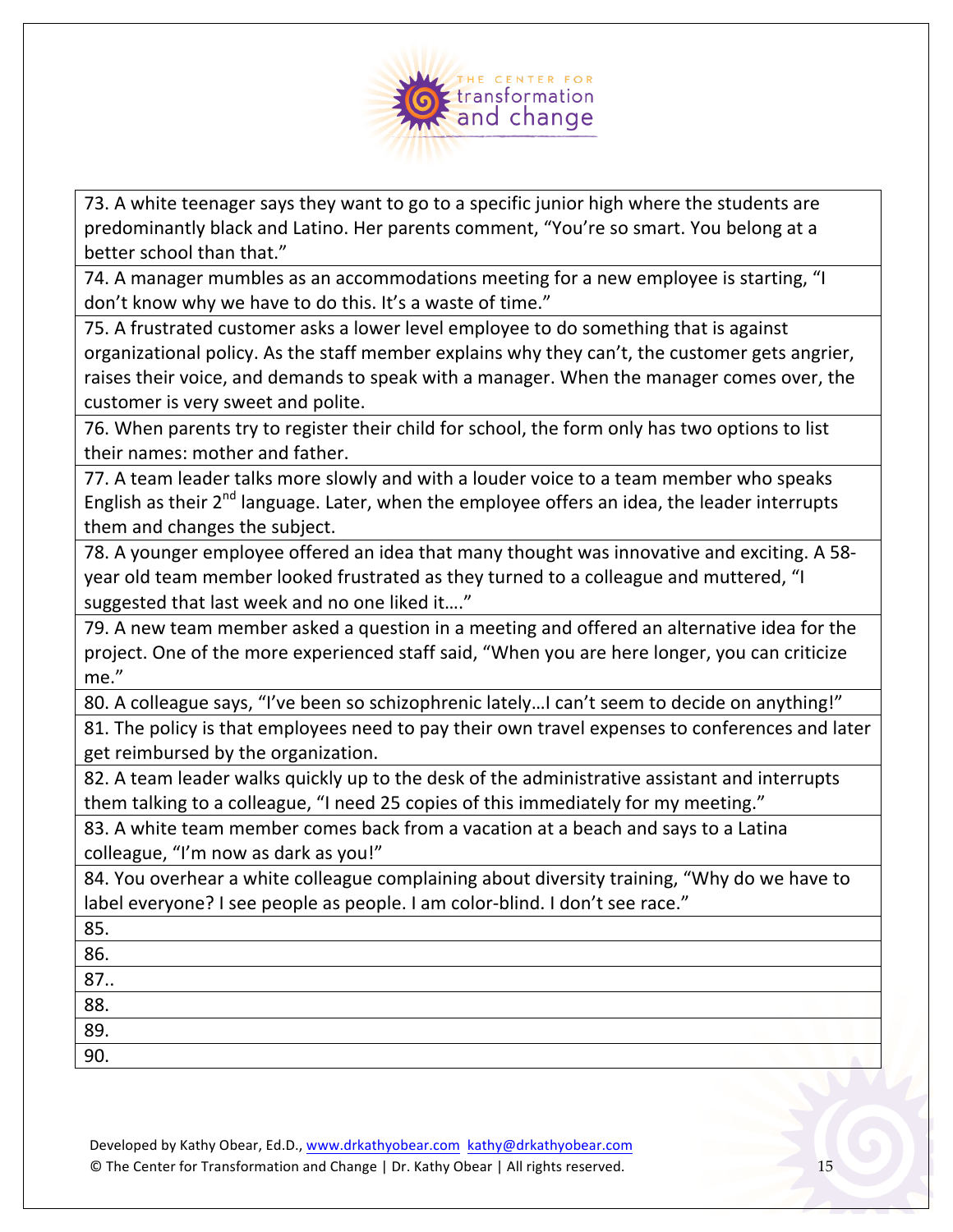| |
|---|
| 73. A white teenager says they want to go to a specific junior high where the students are predominantly black and Latino. Her parents comment, "You're so smart. You belong at a better school than that." |
| 74. A manager mumbles as an accommodations meeting for a new employee is starting, "I don't know why we have to do this. It's a waste of time." |
| 75. A frustrated customer asks a lower level employee to do something that is against organizational policy. As the staff member explains why they can't, the customer gets angrier, raises their voice, and demands to speak with a manager. When the manager comes over, the customer is very sweet and polite. |
| 76. When parents try to register their child for school, the form only has two options to list their names: mother and father. |
| 77. A team leader talks more slowly and with a louder voice to a team member who speaks English as their 2nd language. Later, when the employee offers an idea, the leader interrupts them and changes the subject. |
| 78. A younger employee offered an idea that many thought was innovative and exciting. A 58-year old team member looked frustrated as they turned to a colleague and muttered, "I suggested that last week and no one liked it…." |
| 79. A new team member asked a question in a meeting and offered an alternative idea for the project. One of the more experienced staff said, "When you are here longer, you can criticize me." |
| 80. A colleague says, "I've been so schizophrenic lately…I can't seem to decide on anything!" |
| 81. The policy is that employees need to pay their own travel expenses to conferences and later get reimbursed by the organization. |
| 82. A team leader walks quickly up to the desk of the administrative assistant and interrupts them talking to a colleague, "I need 25 copies of this immediately for my meeting." |
| 83. A white team member comes back from a vacation at a beach and says to a Latina colleague, "I'm now as dark as you!" |
| 84. You overhear a white colleague complaining about diversity training, "Why do we have to label everyone? I see people as people. I am color-blind. I don't see race." |
| 85. |
| 86. |
| 87.. |
| 88. |
| 89. |
| 90. |

Developed by Kathy Obear, Ed.D., www.drkathyobear.com kathy@drkathyobear.com
© The Center for Transformation and Change | Dr. Kathy Obear | All rights reserved.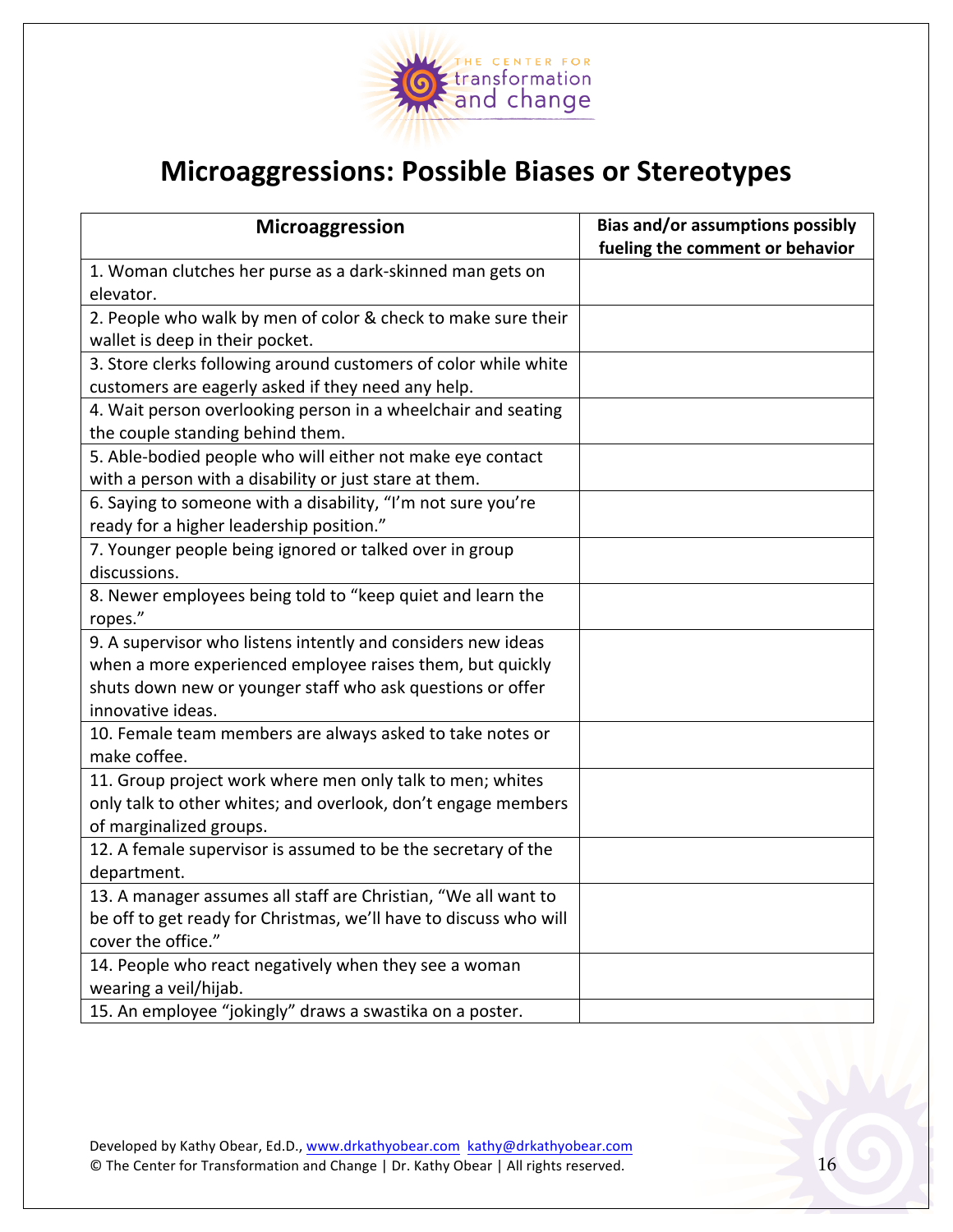# Microaggressions: Possible Biases or Stereotypes

| Microaggression | Bias and/or assumptions possibly fueling the comment or behavior |
|---|---|
| 1. Woman clutches her purse as a dark-skinned man gets on elevator. | |
| 2. People who walk by men of color & check to make sure their wallet is deep in their pocket. | |
| 3. Store clerks following around customers of color while white customers are eagerly asked if they need any help. | |
| 4. Wait person overlooking person in a wheelchair and seating the couple standing behind them. | |
| 5. Able-bodied people who will either not make eye contact with a person with a disability or just stare at them. | |
| 6. Saying to someone with a disability, "I'm not sure you're ready for a higher leadership position." | |
| 7. Younger people being ignored or talked over in group discussions. | |
| 8. Newer employees being told to "keep quiet and learn the ropes." | |
| 9. A supervisor who listens intently and considers new ideas when a more experienced employee raises them, but quickly shuts down new or younger staff who ask questions or offer innovative ideas. | |
| 10. Female team members are always asked to take notes or make coffee. | |
| 11. Group project work where men only talk to men; whites only talk to other whites; and overlook, don't engage members of marginalized groups. | |
| 12. A female supervisor is assumed to be the secretary of the department. | |
| 13. A manager assumes all staff are Christian, "We all want to be off to get ready for Christmas, we'll have to discuss who will cover the office." | |
| 14. People who react negatively when they see a woman wearing a veil/hijab. | |
| 15. An employee "jokingly" draws a swastika on a poster. | |

Developed by Kathy Obear, Ed.D., www.drkathyobear.com kathy@drkathyobear.com
© The Center for Transformation and Change | Dr. Kathy Obear | All rights reserved.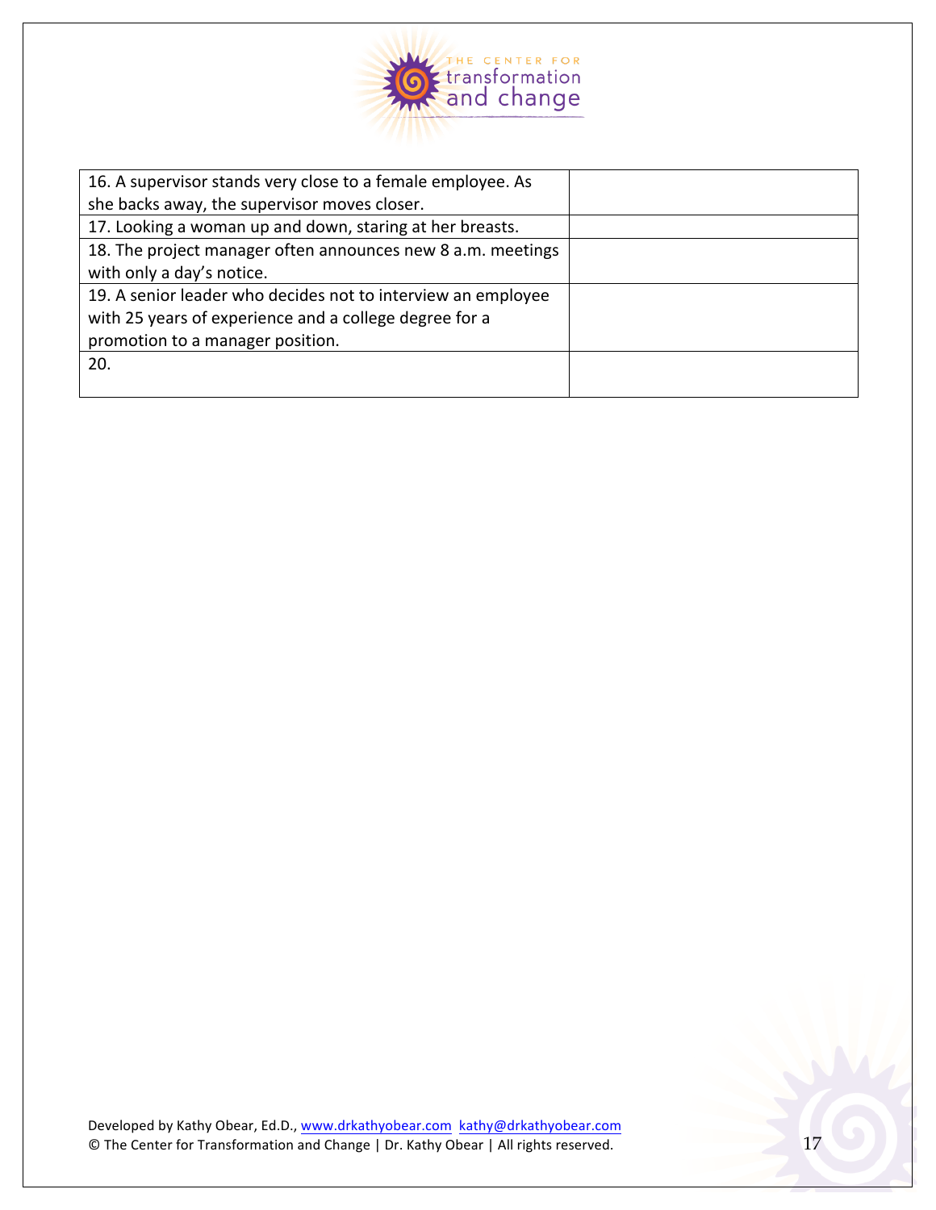| | |
|---|---|
| 16. A supervisor stands very close to a female employee. As she backs away, the supervisor moves closer. | |
| 17. Looking a woman up and down, staring at her breasts. | |
| 18. The project manager often announces new 8 a.m. meetings with only a day's notice. | |
| 19. A senior leader who decides not to interview an employee with 25 years of experience and a college degree for a promotion to a manager position. | |
| 20. | |

Developed by Kathy Obear, Ed.D., www.drkathyobear.com kathy@drkathyobear.com
© The Center for Transformation and Change | Dr. Kathy Obear | All rights reserved.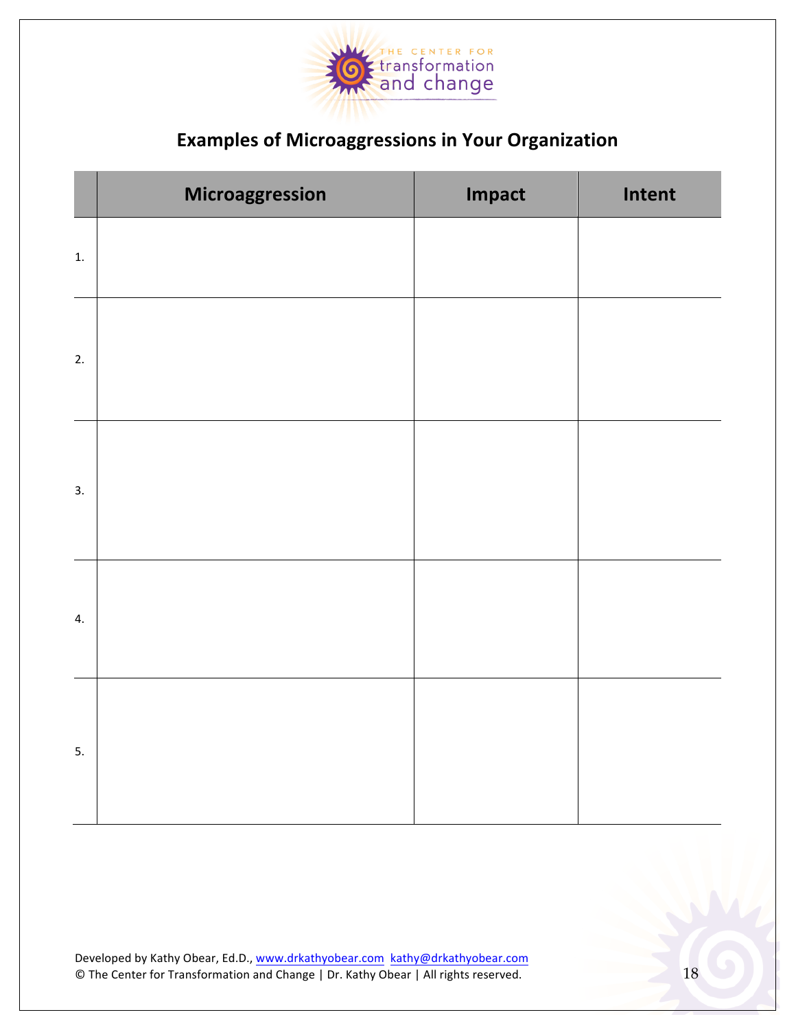# Examples of Microaggressions in Your Organization

| | Microaggression | Impact | Intent |
|---|---|---|---|
| 1. | | | |
| 2. | | | |
| 3. | | | |
| 4. | | | |
| 5. | | | |

Developed by Kathy Obear, Ed.D., www.drkathyobear.com kathy@drkathyobear.com
© The Center for Transformation and Change | Dr. Kathy Obear | All rights reserved.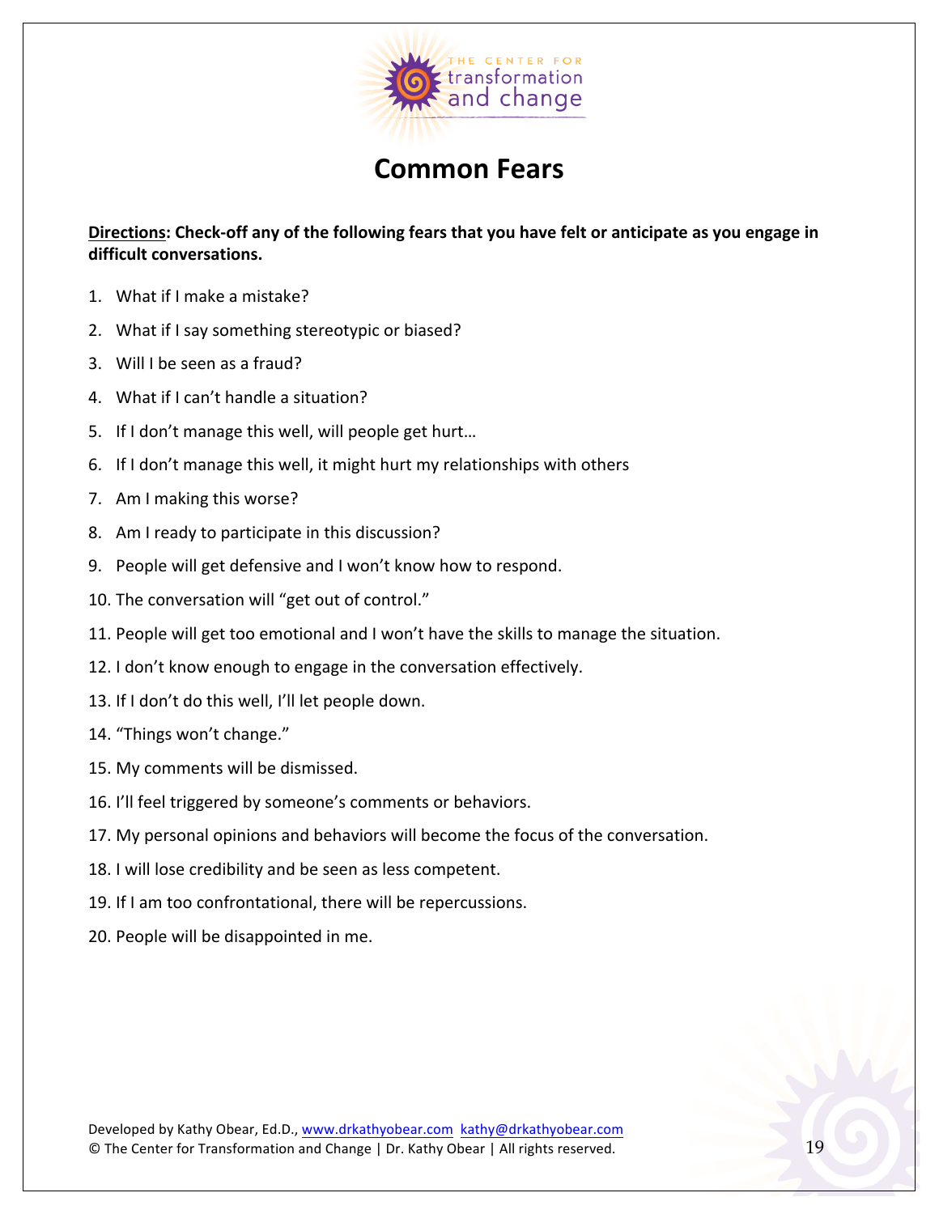THE CENTER FOR transformation and change

# Common Fears

**Directions: Check-off any of the following fears that you have felt or anticipate as you engage in difficult conversations.**

1. What if I make a mistake?
2. What if I say something stereotypic or biased?
3. Will I be seen as a fraud?
4. What if I can't handle a situation?
5. If I don't manage this well, will people get hurt…
6. If I don't manage this well, it might hurt my relationships with others
7. Am I making this worse?
8. Am I ready to participate in this discussion?
9. People will get defensive and I won't know how to respond.
10. The conversation will "get out of control."
11. People will get too emotional and I won't have the skills to manage the situation.
12. I don't know enough to engage in the conversation effectively.
13. If I don't do this well, I'll let people down.
14. "Things won't change."
15. My comments will be dismissed.
16. I'll feel triggered by someone's comments or behaviors.
17. My personal opinions and behaviors will become the focus of the conversation.
18. I will lose credibility and be seen as less competent.
19. If I am too confrontational, there will be repercussions.
20. People will be disappointed in me.

Developed by Kathy Obear, Ed.D., www.drkathyobear.com kathy@drkathyobear.com
© The Center for Transformation and Change | Dr. Kathy Obear | All rights reserved.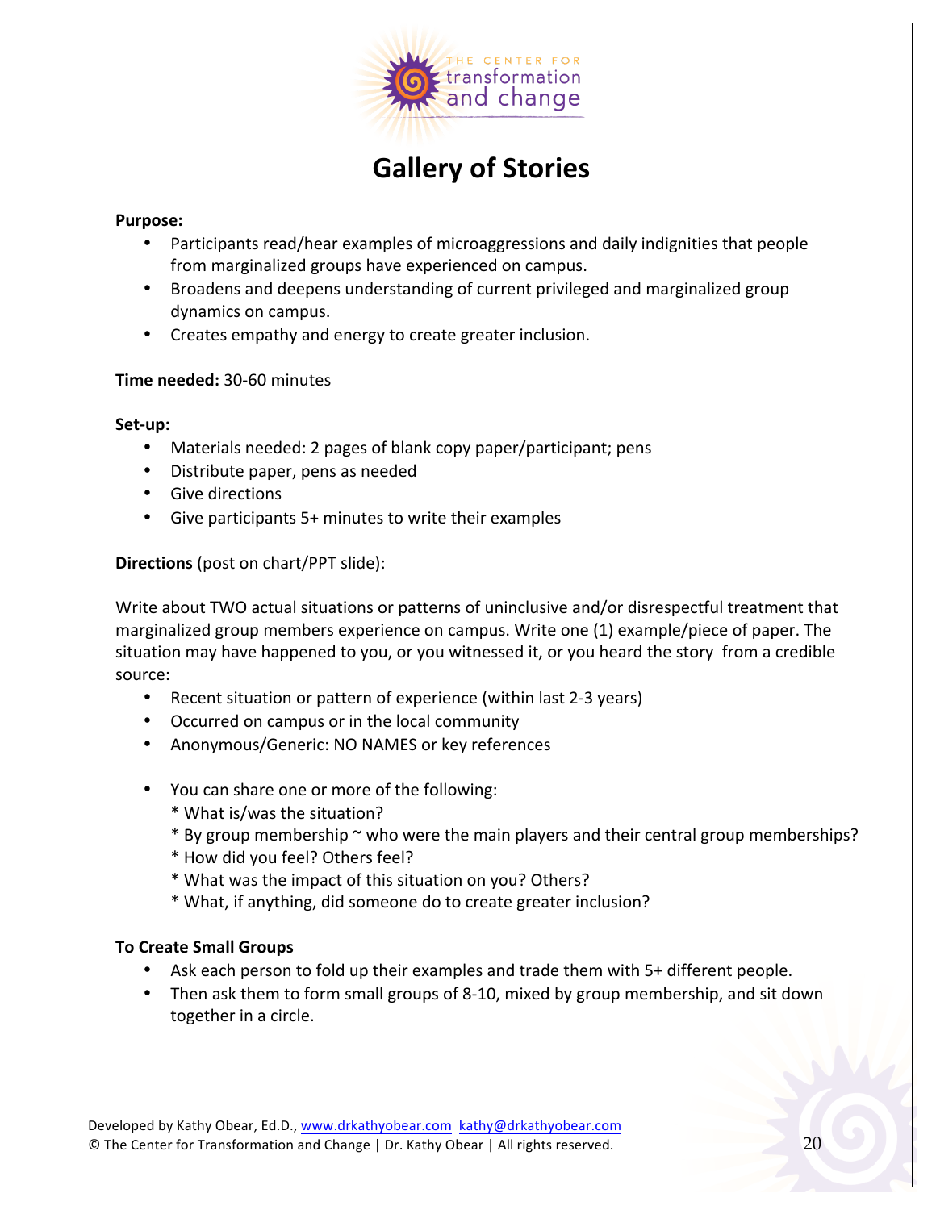# Gallery of Stories

**Purpose:**

- Participants read/hear examples of microaggressions and daily indignities that people from marginalized groups have experienced on campus.
- Broadens and deepens understanding of current privileged and marginalized group dynamics on campus.
- Creates empathy and energy to create greater inclusion.

**Time needed:** 30-60 minutes

**Set-up:**

- Materials needed: 2 pages of blank copy paper/participant; pens
- Distribute paper, pens as needed
- Give directions
- Give participants 5+ minutes to write their examples

**Directions** (post on chart/PPT slide):

Write about TWO actual situations or patterns of uninclusive and/or disrespectful treatment that marginalized group members experience on campus. Write one (1) example/piece of paper. The situation may have happened to you, or you witnessed it, or you heard the story from a credible source:

- Recent situation or pattern of experience (within last 2-3 years)
- Occurred on campus or in the local community
- Anonymous/Generic: NO NAMES or key references

- You can share one or more of the following:
  * What is/was the situation?
  * By group membership ~ who were the main players and their central group memberships?
  * How did you feel? Others feel?
  * What was the impact of this situation on you? Others?
  * What, if anything, did someone do to create greater inclusion?

**To Create Small Groups**

- Ask each person to fold up their examples and trade them with 5+ different people.
- Then ask them to form small groups of 8-10, mixed by group membership, and sit down together in a circle.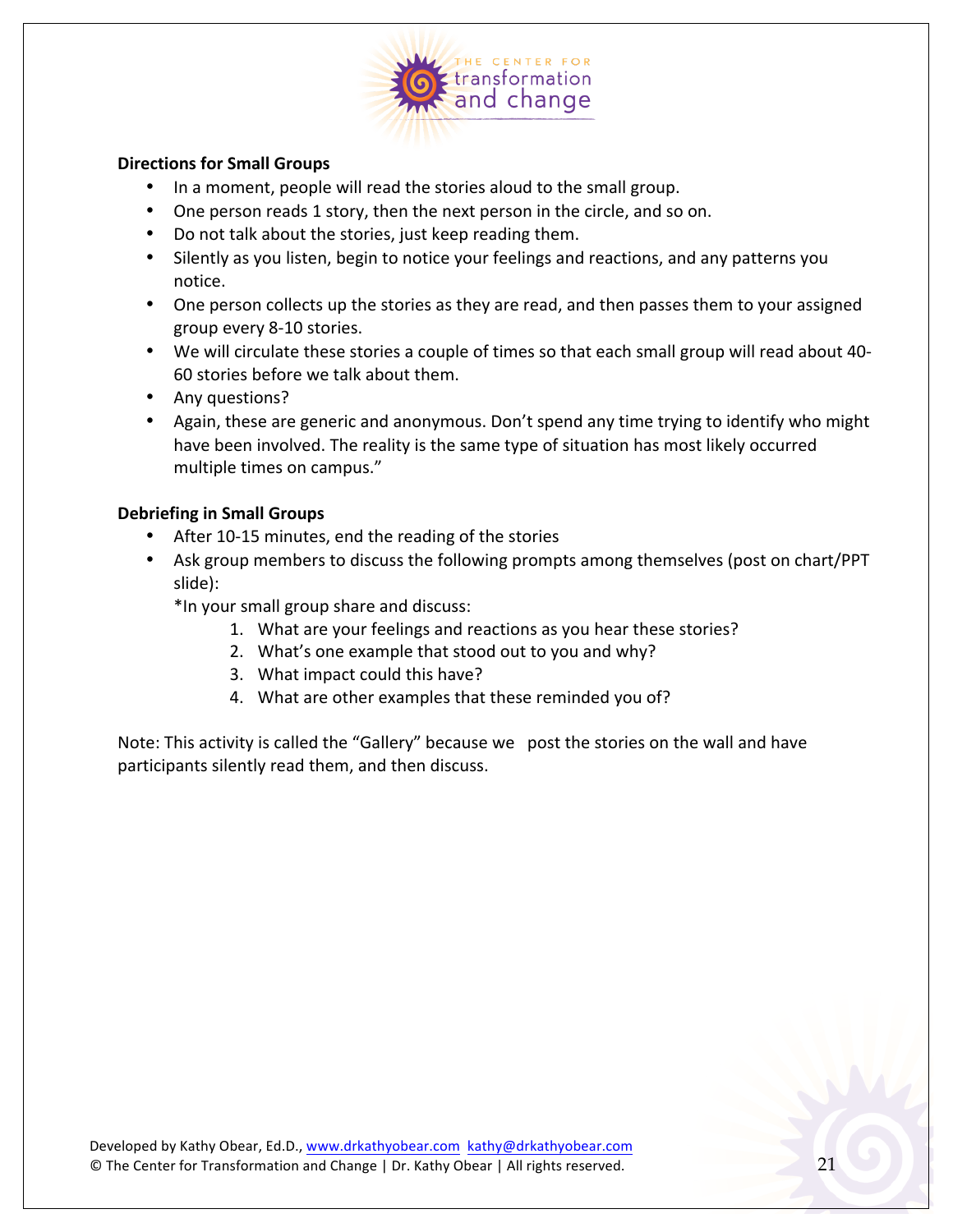**Directions for Small Groups**

- In a moment, people will read the stories aloud to the small group.
- One person reads 1 story, then the next person in the circle, and so on.
- Do not talk about the stories, just keep reading them.
- Silently as you listen, begin to notice your feelings and reactions, and any patterns you notice.
- One person collects up the stories as they are read, and then passes them to your assigned group every 8-10 stories.
- We will circulate these stories a couple of times so that each small group will read about 40-60 stories before we talk about them.
- Any questions?
- Again, these are generic and anonymous. Don't spend any time trying to identify who might have been involved. The reality is the same type of situation has most likely occurred multiple times on campus."

**Debriefing in Small Groups**

- After 10-15 minutes, end the reading of the stories
- Ask group members to discuss the following prompts among themselves (post on chart/PPT slide):

  *In your small group share and discuss:

  1. What are your feelings and reactions as you hear these stories?
  2. What's one example that stood out to you and why?
  3. What impact could this have?
  4. What are other examples that these reminded you of?

Note: This activity is called the "Gallery" because we post the stories on the wall and have participants silently read them, and then discuss.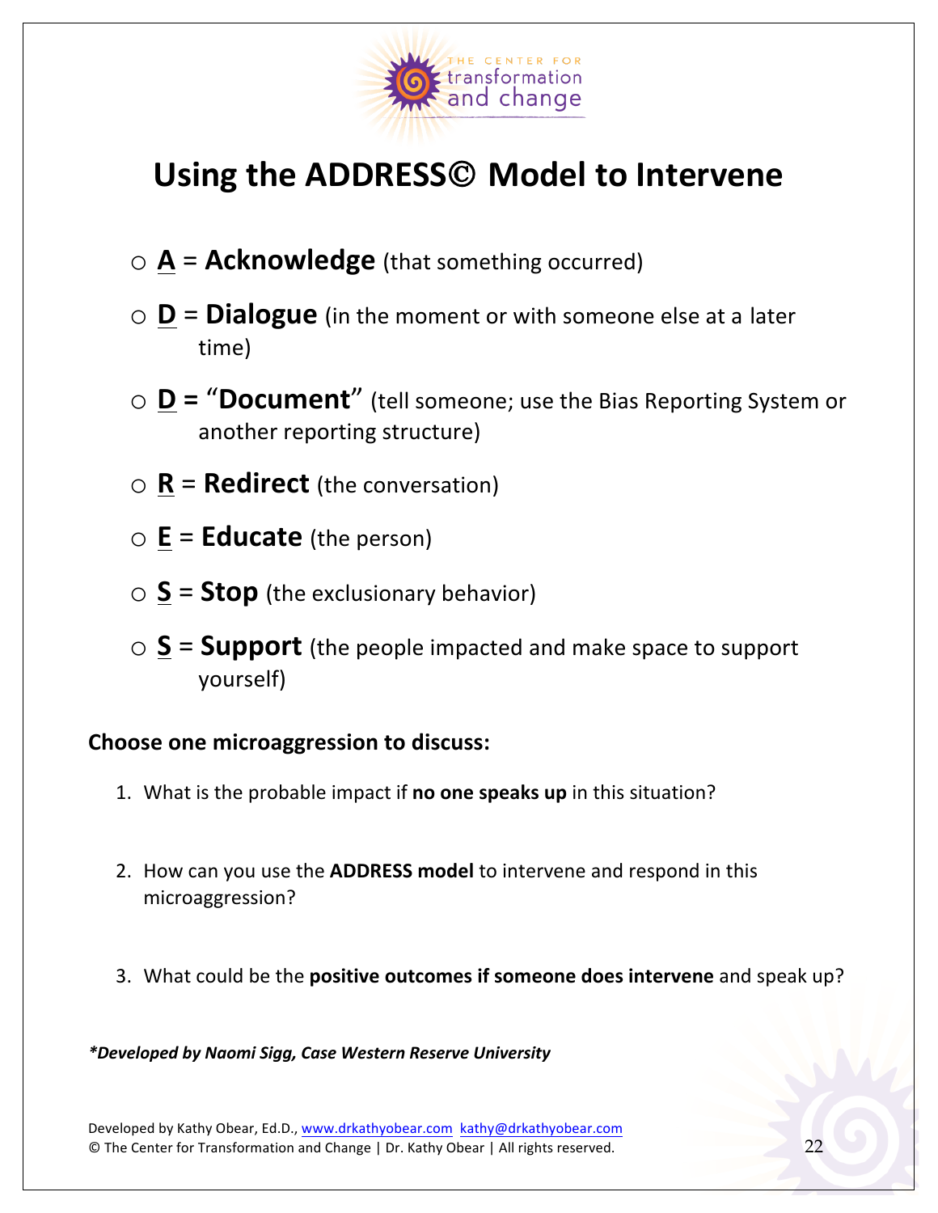# Using the ADDRESS© Model to Intervene

- **A** = **Acknowledge** (that something occurred)
- **D** = **Dialogue** (in the moment or with someone else at a later time)
- **D** = "**Document**" (tell someone; use the Bias Reporting System or another reporting structure)
- **R** = **Redirect** (the conversation)
- **E** = **Educate** (the person)
- **S** = **Stop** (the exclusionary behavior)
- **S** = **Support** (the people impacted and make space to support yourself)

**Choose one microaggression to discuss:**

1. What is the probable impact if **no one speaks up** in this situation?

2. How can you use the **ADDRESS model** to intervene and respond in this microaggression?

3. What could be the **positive outcomes if someone does intervene** and speak up?

***Developed by Naomi Sigg, Case Western Reserve University**

Developed by Kathy Obear, Ed.D., www.drkathyobear.com kathy@drkathyobear.com
© The Center for Transformation and Change | Dr. Kathy Obear | All rights reserved.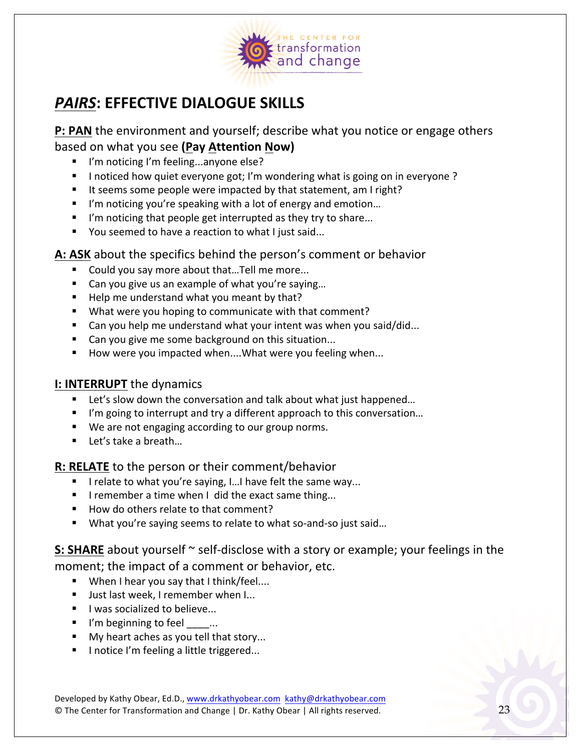THE CENTER FOR transformation and change

## ***PAIRS***: EFFECTIVE DIALOGUE SKILLS

**P: PAN** the environment and yourself; describe what you notice or engage others based on what you see **(Pay Attention Now)**

- I'm noticing I'm feeling...anyone else?
- I noticed how quiet everyone got; I'm wondering what is going on in everyone ?
- It seems some people were impacted by that statement, am I right?
- I'm noticing you're speaking with a lot of energy and emotion…
- I'm noticing that people get interrupted as they try to share...
- You seemed to have a reaction to what I just said...

**A: ASK** about the specifics behind the person's comment or behavior

- Could you say more about that…Tell me more...
- Can you give us an example of what you're saying…
- Help me understand what you meant by that?
- What were you hoping to communicate with that comment?
- Can you help me understand what your intent was when you said/did...
- Can you give me some background on this situation...
- How were you impacted when....What were you feeling when...

**I: INTERRUPT** the dynamics

- Let's slow down the conversation and talk about what just happened…
- I'm going to interrupt and try a different approach to this conversation…
- We are not engaging according to our group norms.
- Let's take a breath…

**R: RELATE** to the person or their comment/behavior

- I relate to what you're saying, I…I have felt the same way...
- I remember a time when I did the exact same thing...
- How do others relate to that comment?
- What you're saying seems to relate to what so-and-so just said…

**S: SHARE** about yourself ~ self-disclose with a story or example; your feelings in the moment; the impact of a comment or behavior, etc.

- When I hear you say that I think/feel....
- Just last week, I remember when I...
- I was socialized to believe...
- I'm beginning to feel ____...
- My heart aches as you tell that story...
- I notice I'm feeling a little triggered...

Developed by Kathy Obear, Ed.D., www.drkathyobear.com kathy@drkathyobear.com
© The Center for Transformation and Change | Dr. Kathy Obear | All rights reserved.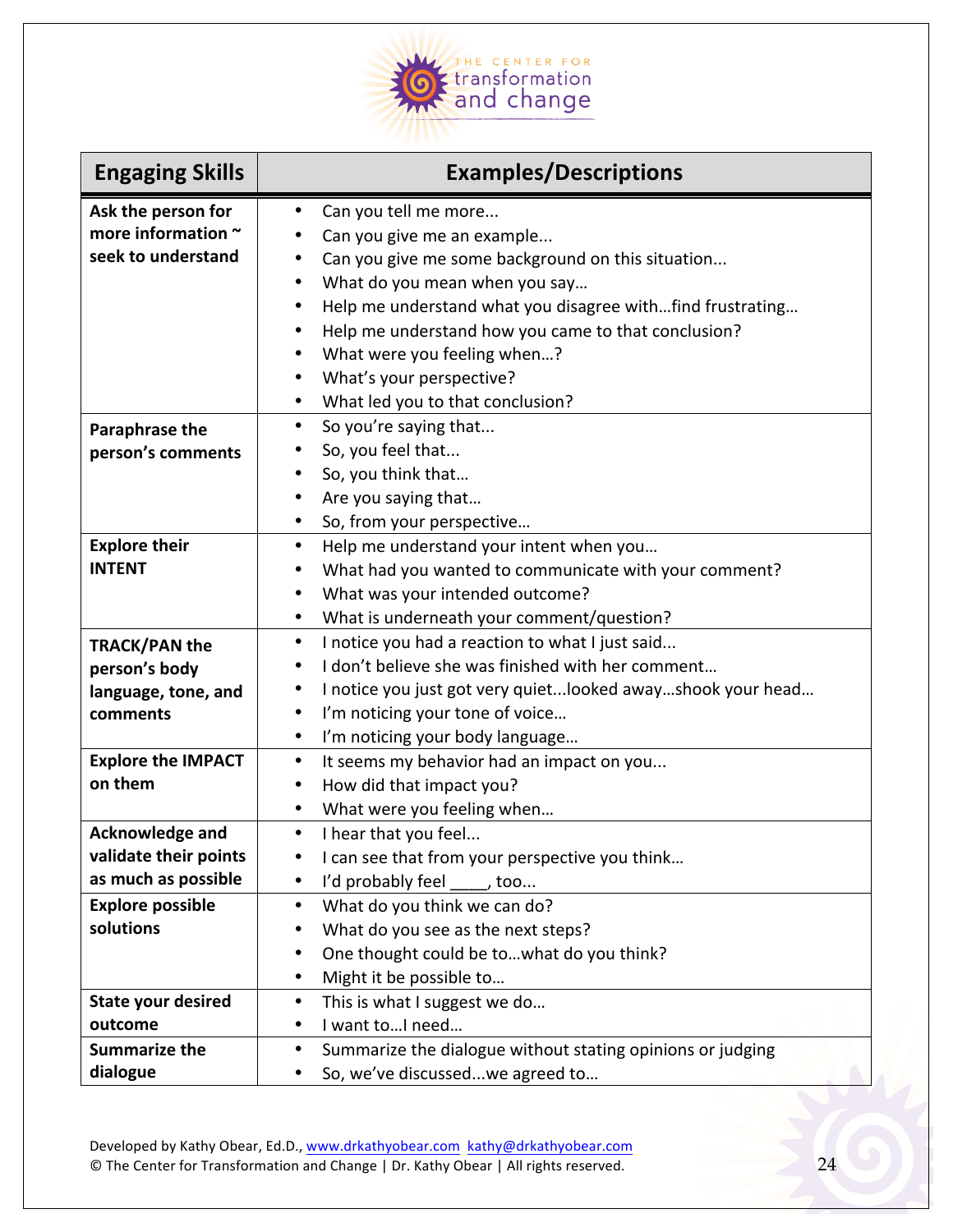THE CENTER FOR transformation and change

| Engaging Skills | Examples/Descriptions |
|---|---|
| **Ask the person for more information ~ seek to understand** | • Can you tell me more...<br>• Can you give me an example...<br>• Can you give me some background on this situation...<br>• What do you mean when you say…<br>• Help me understand what you disagree with…find frustrating…<br>• Help me understand how you came to that conclusion?<br>• What were you feeling when…?<br>• What's your perspective?<br>• What led you to that conclusion? |
| **Paraphrase the person's comments** | • So you're saying that...<br>• So, you feel that...<br>• So, you think that…<br>• Are you saying that…<br>• So, from your perspective… |
| **Explore their INTENT** | • Help me understand your intent when you…<br>• What had you wanted to communicate with your comment?<br>• What was your intended outcome?<br>• What is underneath your comment/question? |
| **TRACK/PAN the person's body language, tone, and comments** | • I notice you had a reaction to what I just said...<br>• I don't believe she was finished with her comment…<br>• I notice you just got very quiet...looked away…shook your head…<br>• I'm noticing your tone of voice…<br>• I'm noticing your body language… |
| **Explore the IMPACT on them** | • It seems my behavior had an impact on you...<br>• How did that impact you?<br>• What were you feeling when… |
| **Acknowledge and validate their points as much as possible** | • I hear that you feel...<br>• I can see that from your perspective you think…<br>• I'd probably feel ____, too... |
| **Explore possible solutions** | • What do you think we can do?<br>• What do you see as the next steps?<br>• One thought could be to…what do you think?<br>• Might it be possible to… |
| **State your desired outcome** | • This is what I suggest we do…<br>• I want to…I need… |
| **Summarize the dialogue** | • Summarize the dialogue without stating opinions or judging<br>• So, we've discussed...we agreed to… |

Developed by Kathy Obear, Ed.D., www.drkathyobear.com kathy@drkathyobear.com
© The Center for Transformation and Change | Dr. Kathy Obear | All rights reserved.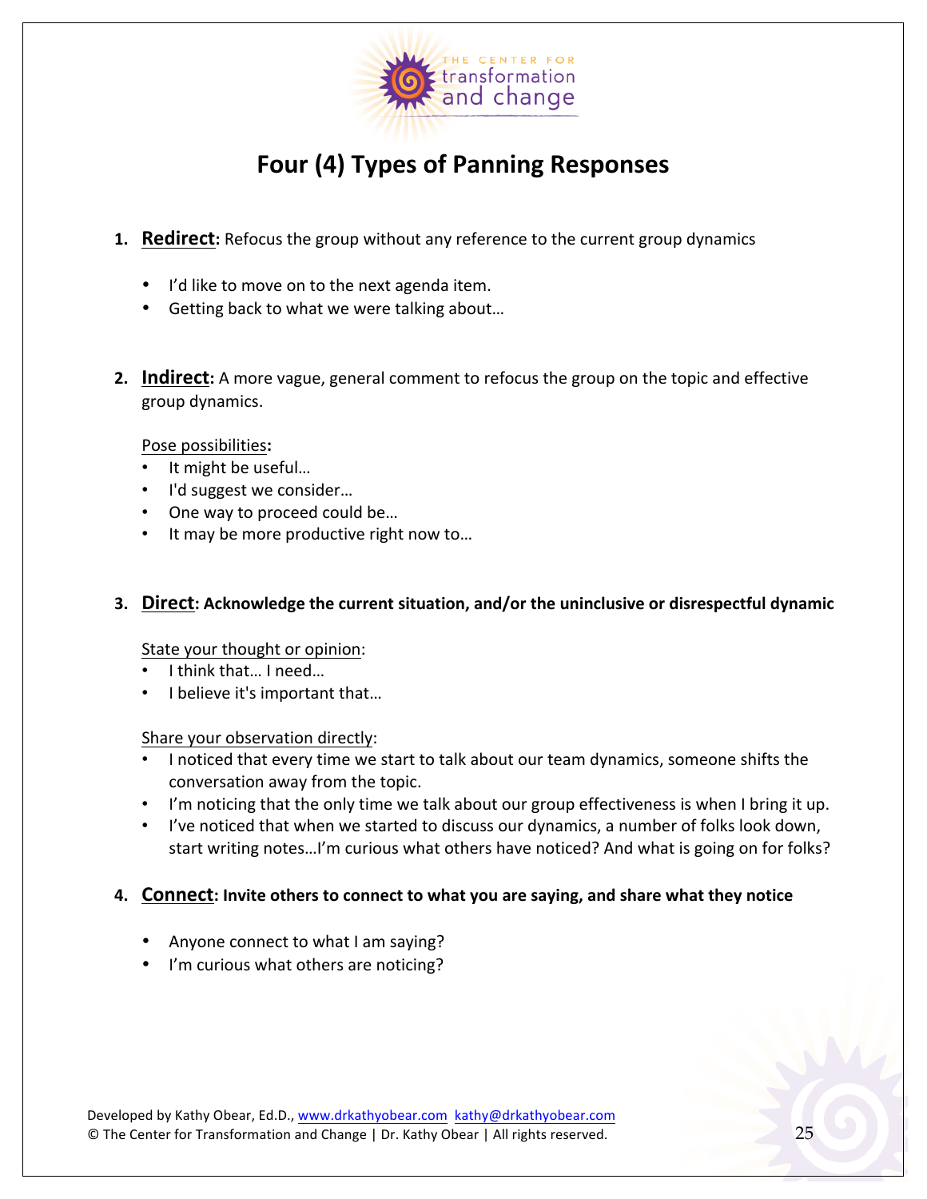# Four (4) Types of Panning Responses

1. **Redirect:** Refocus the group without any reference to the current group dynamics

   - I'd like to move on to the next agenda item.
   - Getting back to what we were talking about…

2. **Indirect:** A more vague, general comment to refocus the group on the topic and effective group dynamics.

   Pose possibilities**:**
   - It might be useful…
   - I'd suggest we consider…
   - One way to proceed could be…
   - It may be more productive right now to…

3. **Direct: Acknowledge the current situation, and/or the uninclusive or disrespectful dynamic**

   State your thought or opinion:
   - I think that… I need…
   - I believe it's important that…

   Share your observation directly:
   - I noticed that every time we start to talk about our team dynamics, someone shifts the conversation away from the topic.
   - I'm noticing that the only time we talk about our group effectiveness is when I bring it up.
   - I've noticed that when we started to discuss our dynamics, a number of folks look down, start writing notes…I'm curious what others have noticed? And what is going on for folks?

4. **Connect: Invite others to connect to what you are saying, and share what they notice**

   - Anyone connect to what I am saying?
   - I'm curious what others are noticing?

Developed by Kathy Obear, Ed.D., www.drkathyobear.com kathy@drkathyobear.com
© The Center for Transformation and Change | Dr. Kathy Obear | All rights reserved.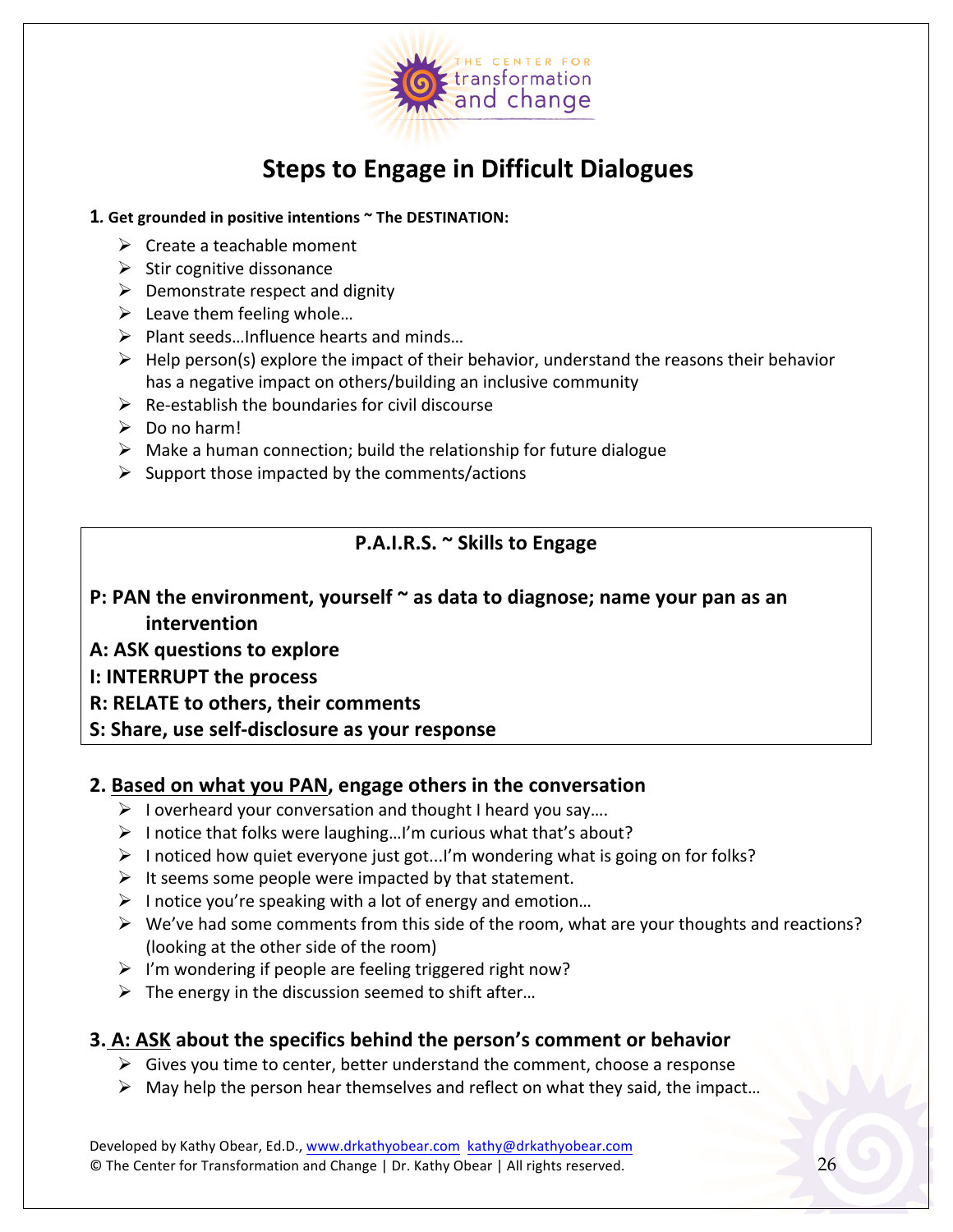# Steps to Engage in Difficult Dialogues

**1. Get grounded in positive intentions ~ The DESTINATION:**

- Create a teachable moment
- Stir cognitive dissonance
- Demonstrate respect and dignity
- Leave them feeling whole…
- Plant seeds…Influence hearts and minds…
- Help person(s) explore the impact of their behavior, understand the reasons their behavior has a negative impact on others/building an inclusive community
- Re-establish the boundaries for civil discourse
- Do no harm!
- Make a human connection; build the relationship for future dialogue
- Support those impacted by the comments/actions

**P.A.I.R.S. ~ Skills to Engage**

**P: PAN the environment, yourself ~ as data to diagnose; name your pan as an intervention**
**A: ASK questions to explore**
**I: INTERRUPT the process**
**R: RELATE to others, their comments**
**S: Share, use self-disclosure as your response**

## 2. Based on what you PAN, engage others in the conversation

- I overheard your conversation and thought I heard you say….
- I notice that folks were laughing…I'm curious what that's about?
- I noticed how quiet everyone just got...I'm wondering what is going on for folks?
- It seems some people were impacted by that statement.
- I notice you're speaking with a lot of energy and emotion…
- We've had some comments from this side of the room, what are your thoughts and reactions? (looking at the other side of the room)
- I'm wondering if people are feeling triggered right now?
- The energy in the discussion seemed to shift after…

## 3. A: ASK about the specifics behind the person's comment or behavior

- Gives you time to center, better understand the comment, choose a response
- May help the person hear themselves and reflect on what they said, the impact…

Developed by Kathy Obear, Ed.D., www.drkathyobear.com kathy@drkathyobear.com
© The Center for Transformation and Change | Dr. Kathy Obear | All rights reserved.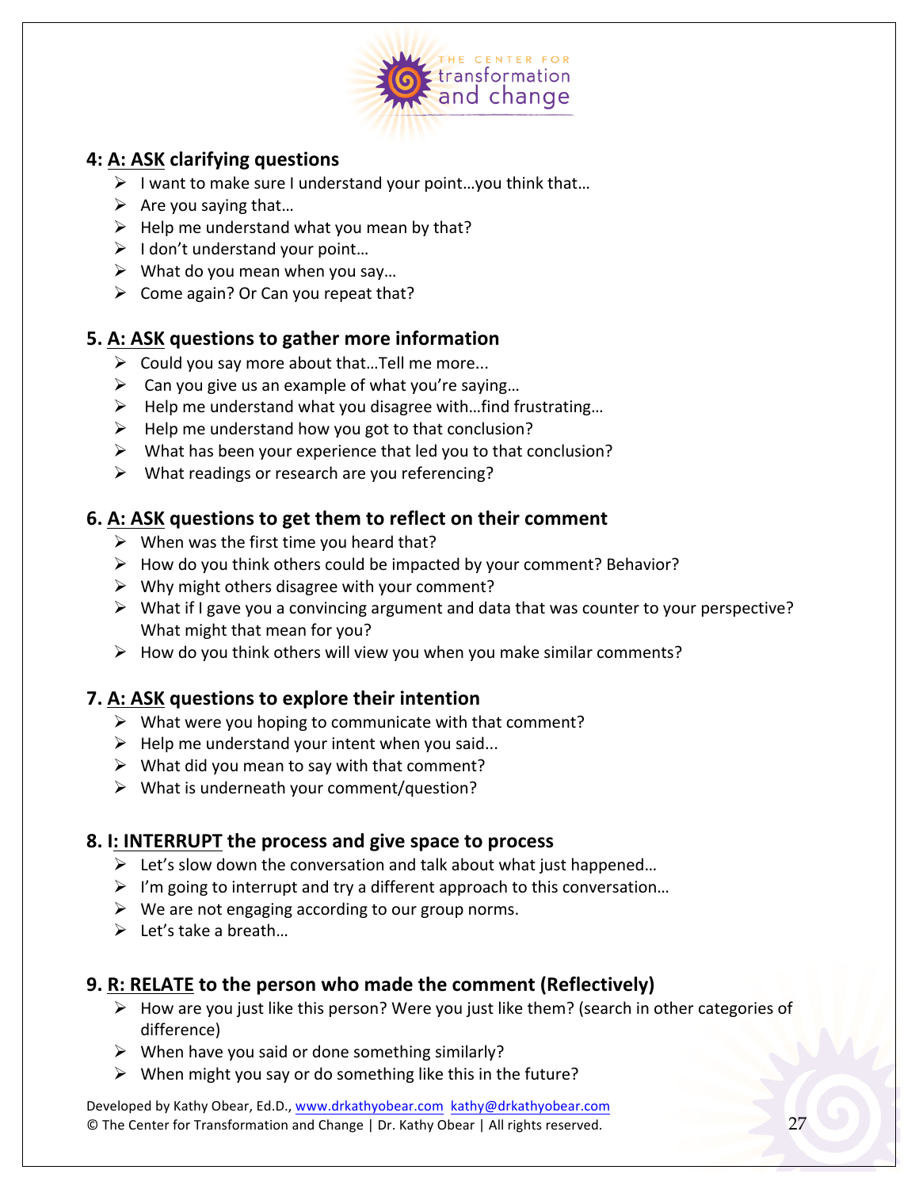#### 4: A: ASK clarifying questions

- I want to make sure I understand your point…you think that…
- Are you saying that…
- Help me understand what you mean by that?
- I don't understand your point…
- What do you mean when you say…
- Come again? Or Can you repeat that?

#### 5. A: ASK questions to gather more information

- Could you say more about that…Tell me more...
- Can you give us an example of what you're saying…
- Help me understand what you disagree with…find frustrating…
- Help me understand how you got to that conclusion?
- What has been your experience that led you to that conclusion?
- What readings or research are you referencing?

#### 6. A: ASK questions to get them to reflect on their comment

- When was the first time you heard that?
- How do you think others could be impacted by your comment? Behavior?
- Why might others disagree with your comment?
- What if I gave you a convincing argument and data that was counter to your perspective? What might that mean for you?
- How do you think others will view you when you make similar comments?

#### 7. A: ASK questions to explore their intention

- What were you hoping to communicate with that comment?
- Help me understand your intent when you said...
- What did you mean to say with that comment?
- What is underneath your comment/question?

#### 8. I: INTERRUPT the process and give space to process

- Let's slow down the conversation and talk about what just happened…
- I'm going to interrupt and try a different approach to this conversation…
- We are not engaging according to our group norms.
- Let's take a breath…

#### 9. R: RELATE to the person who made the comment (Reflectively)

- How are you just like this person? Were you just like them? (search in other categories of difference)
- When have you said or done something similarly?
- When might you say or do something like this in the future?

Developed by Kathy Obear, Ed.D., www.drkathyobear.com kathy@drkathyobear.com
© The Center for Transformation and Change | Dr. Kathy Obear | All rights reserved.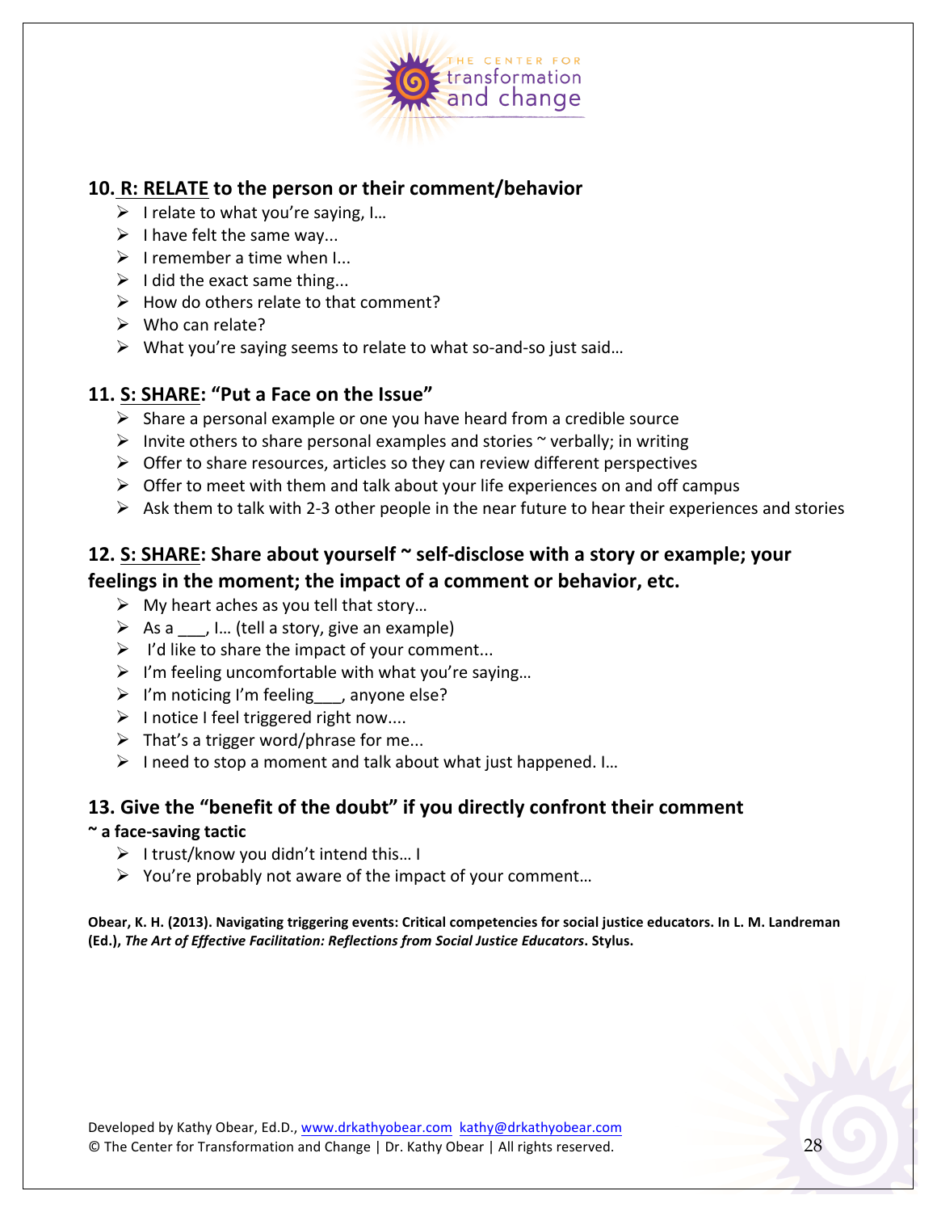## 10. R: RELATE to the person or their comment/behavior

- I relate to what you're saying, I…
- I have felt the same way...
- I remember a time when I...
- I did the exact same thing...
- How do others relate to that comment?
- Who can relate?
- What you're saying seems to relate to what so-and-so just said…

## 11. S: SHARE: "Put a Face on the Issue"

- Share a personal example or one you have heard from a credible source
- Invite others to share personal examples and stories ~ verbally; in writing
- Offer to share resources, articles so they can review different perspectives
- Offer to meet with them and talk about your life experiences on and off campus
- Ask them to talk with 2-3 other people in the near future to hear their experiences and stories

## 12. S: SHARE: Share about yourself ~ self-disclose with a story or example; your feelings in the moment; the impact of a comment or behavior, etc.

- My heart aches as you tell that story…
- As a ___, I… (tell a story, give an example)
- I'd like to share the impact of your comment...
- I'm feeling uncomfortable with what you're saying…
- I'm noticing I'm feeling___, anyone else?
- I notice I feel triggered right now....
- That's a trigger word/phrase for me...
- I need to stop a moment and talk about what just happened. I…

## 13. Give the "benefit of the doubt" if you directly confront their comment

**~ a face-saving tactic**

- I trust/know you didn't intend this… I
- You're probably not aware of the impact of your comment…

**Obear, K. H. (2013). Navigating triggering events: Critical competencies for social justice educators. In L. M. Landreman (Ed.), *The Art of Effective Facilitation: Reflections from Social Justice Educators*. Stylus.**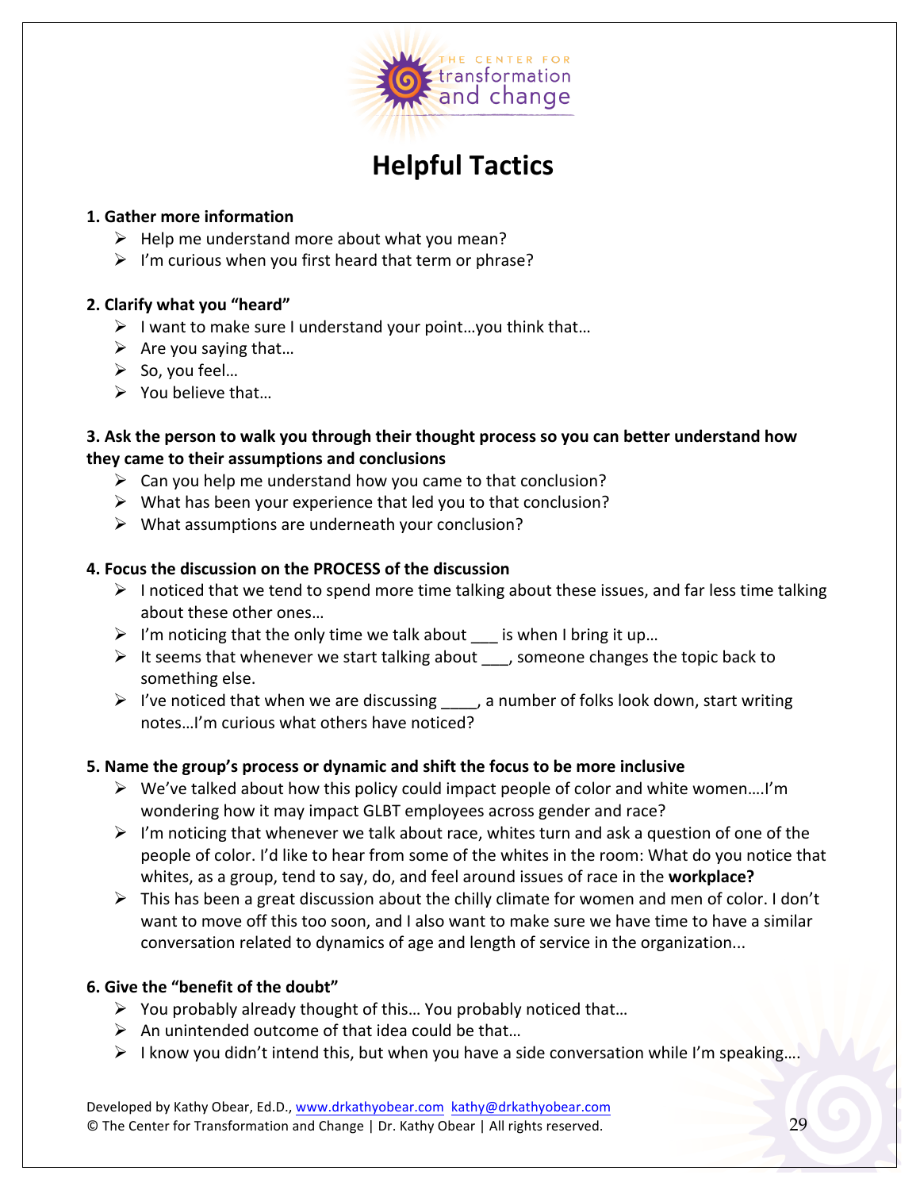# Helpful Tactics

**1. Gather more information**

- Help me understand more about what you mean?
- I'm curious when you first heard that term or phrase?

**2. Clarify what you "heard"**

- I want to make sure I understand your point…you think that…
- Are you saying that…
- So, you feel…
- You believe that…

**3. Ask the person to walk you through their thought process so you can better understand how they came to their assumptions and conclusions**

- Can you help me understand how you came to that conclusion?
- What has been your experience that led you to that conclusion?
- What assumptions are underneath your conclusion?

**4. Focus the discussion on the PROCESS of the discussion**

- I noticed that we tend to spend more time talking about these issues, and far less time talking about these other ones…
- I'm noticing that the only time we talk about ___ is when I bring it up…
- It seems that whenever we start talking about ___, someone changes the topic back to something else.
- I've noticed that when we are discussing ____, a number of folks look down, start writing notes…I'm curious what others have noticed?

**5. Name the group's process or dynamic and shift the focus to be more inclusive**

- We've talked about how this policy could impact people of color and white women….I'm wondering how it may impact GLBT employees across gender and race?
- I'm noticing that whenever we talk about race, whites turn and ask a question of one of the people of color. I'd like to hear from some of the whites in the room: What do you notice that whites, as a group, tend to say, do, and feel around issues of race in the **workplace?**
- This has been a great discussion about the chilly climate for women and men of color. I don't want to move off this too soon, and I also want to make sure we have time to have a similar conversation related to dynamics of age and length of service in the organization...

**6. Give the "benefit of the doubt"**

- You probably already thought of this… You probably noticed that…
- An unintended outcome of that idea could be that…
- I know you didn't intend this, but when you have a side conversation while I'm speaking….

Developed by Kathy Obear, Ed.D., www.drkathyobear.com kathy@drkathyobear.com
© The Center for Transformation and Change | Dr. Kathy Obear | All rights reserved.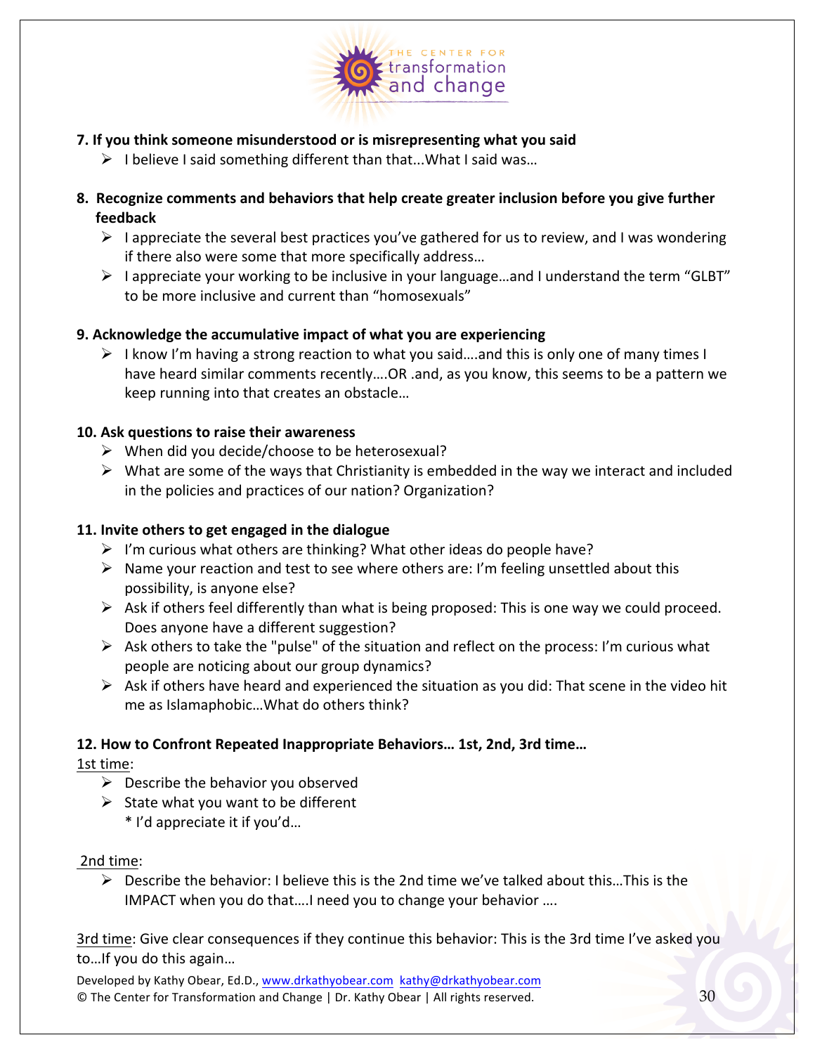**7. If you think someone misunderstood or is misrepresenting what you said**

- I believe I said something different than that...What I said was…

**8. Recognize comments and behaviors that help create greater inclusion before you give further feedback**

- I appreciate the several best practices you've gathered for us to review, and I was wondering if there also were some that more specifically address…
- I appreciate your working to be inclusive in your language…and I understand the term "GLBT" to be more inclusive and current than "homosexuals"

**9. Acknowledge the accumulative impact of what you are experiencing**

- I know I'm having a strong reaction to what you said….and this is only one of many times I have heard similar comments recently….OR .and, as you know, this seems to be a pattern we keep running into that creates an obstacle…

**10. Ask questions to raise their awareness**

- When did you decide/choose to be heterosexual?
- What are some of the ways that Christianity is embedded in the way we interact and included in the policies and practices of our nation? Organization?

**11. Invite others to get engaged in the dialogue**

- I'm curious what others are thinking? What other ideas do people have?
- Name your reaction and test to see where others are: I'm feeling unsettled about this possibility, is anyone else?
- Ask if others feel differently than what is being proposed: This is one way we could proceed. Does anyone have a different suggestion?
- Ask others to take the "pulse" of the situation and reflect on the process: I'm curious what people are noticing about our group dynamics?
- Ask if others have heard and experienced the situation as you did: That scene in the video hit me as Islamaphobic…What do others think?

**12. How to Confront Repeated Inappropriate Behaviors… 1st, 2nd, 3rd time…**

<u>1st time</u>:

- Describe the behavior you observed
- State what you want to be different
  * I'd appreciate it if you'd…

<u>2nd time</u>:

- Describe the behavior: I believe this is the 2nd time we've talked about this…This is the IMPACT when you do that….I need you to change your behavior ….

<u>3rd time</u>: Give clear consequences if they continue this behavior: This is the 3rd time I've asked you to…If you do this again…

Developed by Kathy Obear, Ed.D., www.drkathyobear.com kathy@drkathyobear.com
© The Center for Transformation and Change | Dr. Kathy Obear | All rights reserved.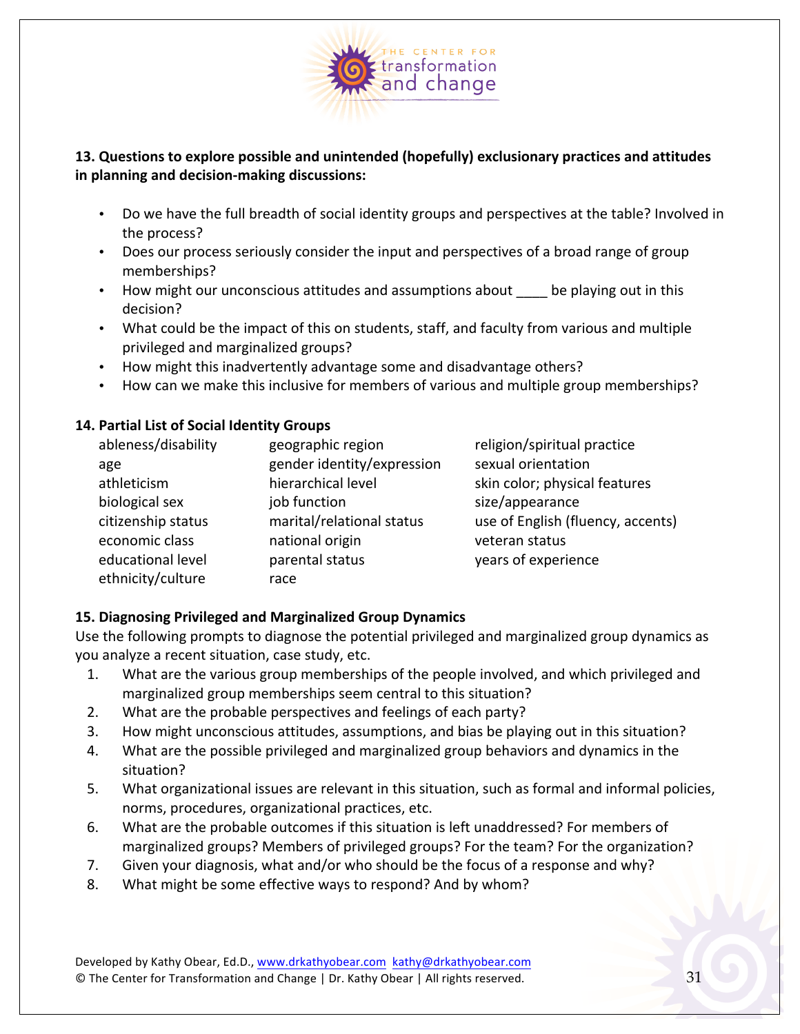**13. Questions to explore possible and unintended (hopefully) exclusionary practices and attitudes in planning and decision-making discussions:**

- Do we have the full breadth of social identity groups and perspectives at the table? Involved in the process?
- Does our process seriously consider the input and perspectives of a broad range of group memberships?
- How might our unconscious attitudes and assumptions about ____ be playing out in this decision?
- What could be the impact of this on students, staff, and faculty from various and multiple privileged and marginalized groups?
- How might this inadvertently advantage some and disadvantage others?
- How can we make this inclusive for members of various and multiple group memberships?

**14. Partial List of Social Identity Groups**

| | | |
|---|---|---|
| ableness/disability | geographic region | religion/spiritual practice |
| age | gender identity/expression | sexual orientation |
| athleticism | hierarchical level | skin color; physical features |
| biological sex | job function | size/appearance |
| citizenship status | marital/relational status | use of English (fluency, accents) |
| economic class | national origin | veteran status |
| educational level | parental status | years of experience |
| ethnicity/culture | race | |

**15. Diagnosing Privileged and Marginalized Group Dynamics**

Use the following prompts to diagnose the potential privileged and marginalized group dynamics as you analyze a recent situation, case study, etc.

1. What are the various group memberships of the people involved, and which privileged and marginalized group memberships seem central to this situation?
2. What are the probable perspectives and feelings of each party?
3. How might unconscious attitudes, assumptions, and bias be playing out in this situation?
4. What are the possible privileged and marginalized group behaviors and dynamics in the situation?
5. What organizational issues are relevant in this situation, such as formal and informal policies, norms, procedures, organizational practices, etc.
6. What are the probable outcomes if this situation is left unaddressed? For members of marginalized groups? Members of privileged groups? For the team? For the organization?
7. Given your diagnosis, what and/or who should be the focus of a response and why?
8. What might be some effective ways to respond? And by whom?

Developed by Kathy Obear, Ed.D., www.drkathyobear.com kathy@drkathyobear.com
© The Center for Transformation and Change | Dr. Kathy Obear | All rights reserved.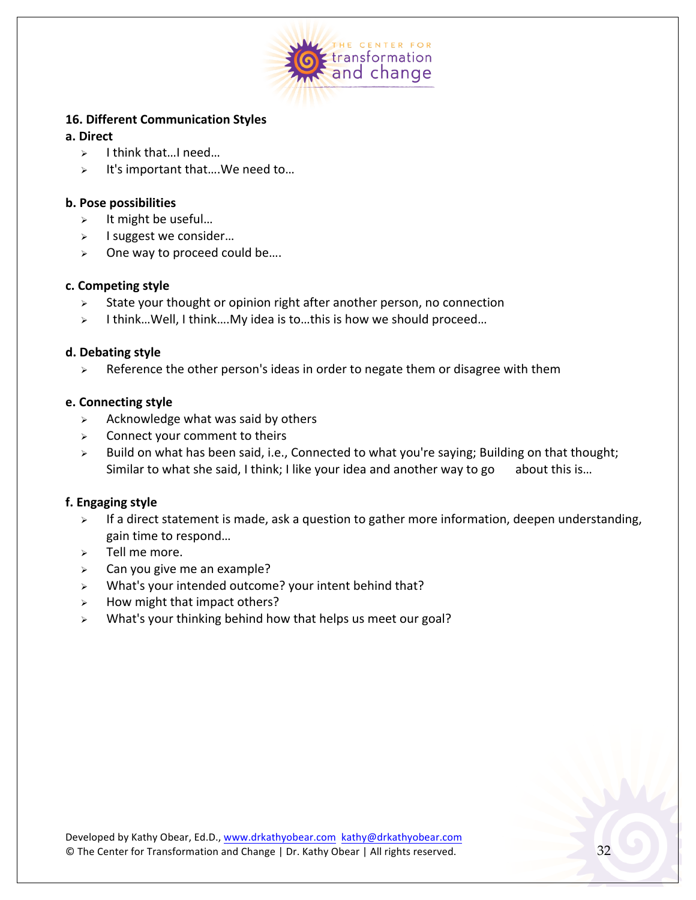## 16. Different Communication Styles

### a. Direct

- I think that…I need…
- It's important that….We need to…

### b. Pose possibilities

- It might be useful…
- I suggest we consider…
- One way to proceed could be….

### c. Competing style

- State your thought or opinion right after another person, no connection
- I think…Well, I think….My idea is to…this is how we should proceed…

### d. Debating style

- Reference the other person's ideas in order to negate them or disagree with them

### e. Connecting style

- Acknowledge what was said by others
- Connect your comment to theirs
- Build on what has been said, i.e., Connected to what you're saying; Building on that thought; Similar to what she said, I think; I like your idea and another way to go about this is…

### f. Engaging style

- If a direct statement is made, ask a question to gather more information, deepen understanding, gain time to respond…
- Tell me more.
- Can you give me an example?
- What's your intended outcome? your intent behind that?
- How might that impact others?
- What's your thinking behind how that helps us meet our goal?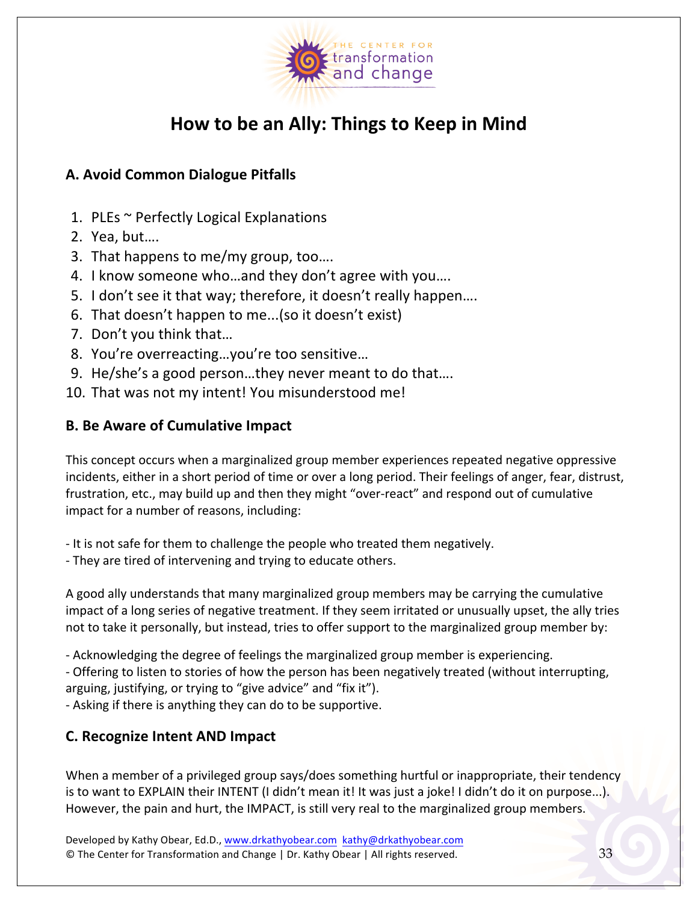# How to be an Ally: Things to Keep in Mind

## A. Avoid Common Dialogue Pitfalls

1. PLEs ~ Perfectly Logical Explanations
2. Yea, but….
3. That happens to me/my group, too….
4. I know someone who…and they don't agree with you….
5. I don't see it that way; therefore, it doesn't really happen….
6. That doesn't happen to me...(so it doesn't exist)
7. Don't you think that…
8. You're overreacting…you're too sensitive…
9. He/she's a good person…they never meant to do that….
10. That was not my intent! You misunderstood me!

## B. Be Aware of Cumulative Impact

This concept occurs when a marginalized group member experiences repeated negative oppressive incidents, either in a short period of time or over a long period. Their feelings of anger, fear, distrust, frustration, etc., may build up and then they might "over-react" and respond out of cumulative impact for a number of reasons, including:

- It is not safe for them to challenge the people who treated them negatively.
- They are tired of intervening and trying to educate others.

A good ally understands that many marginalized group members may be carrying the cumulative impact of a long series of negative treatment. If they seem irritated or unusually upset, the ally tries not to take it personally, but instead, tries to offer support to the marginalized group member by:

- Acknowledging the degree of feelings the marginalized group member is experiencing.
- Offering to listen to stories of how the person has been negatively treated (without interrupting, arguing, justifying, or trying to "give advice" and "fix it").
- Asking if there is anything they can do to be supportive.

## C. Recognize Intent AND Impact

When a member of a privileged group says/does something hurtful or inappropriate, their tendency is to want to EXPLAIN their INTENT (I didn't mean it! It was just a joke! I didn't do it on purpose...). However, the pain and hurt, the IMPACT, is still very real to the marginalized group members.

Developed by Kathy Obear, Ed.D., www.drkathyobear.com kathy@drkathyobear.com
© The Center for Transformation and Change | Dr. Kathy Obear | All rights reserved.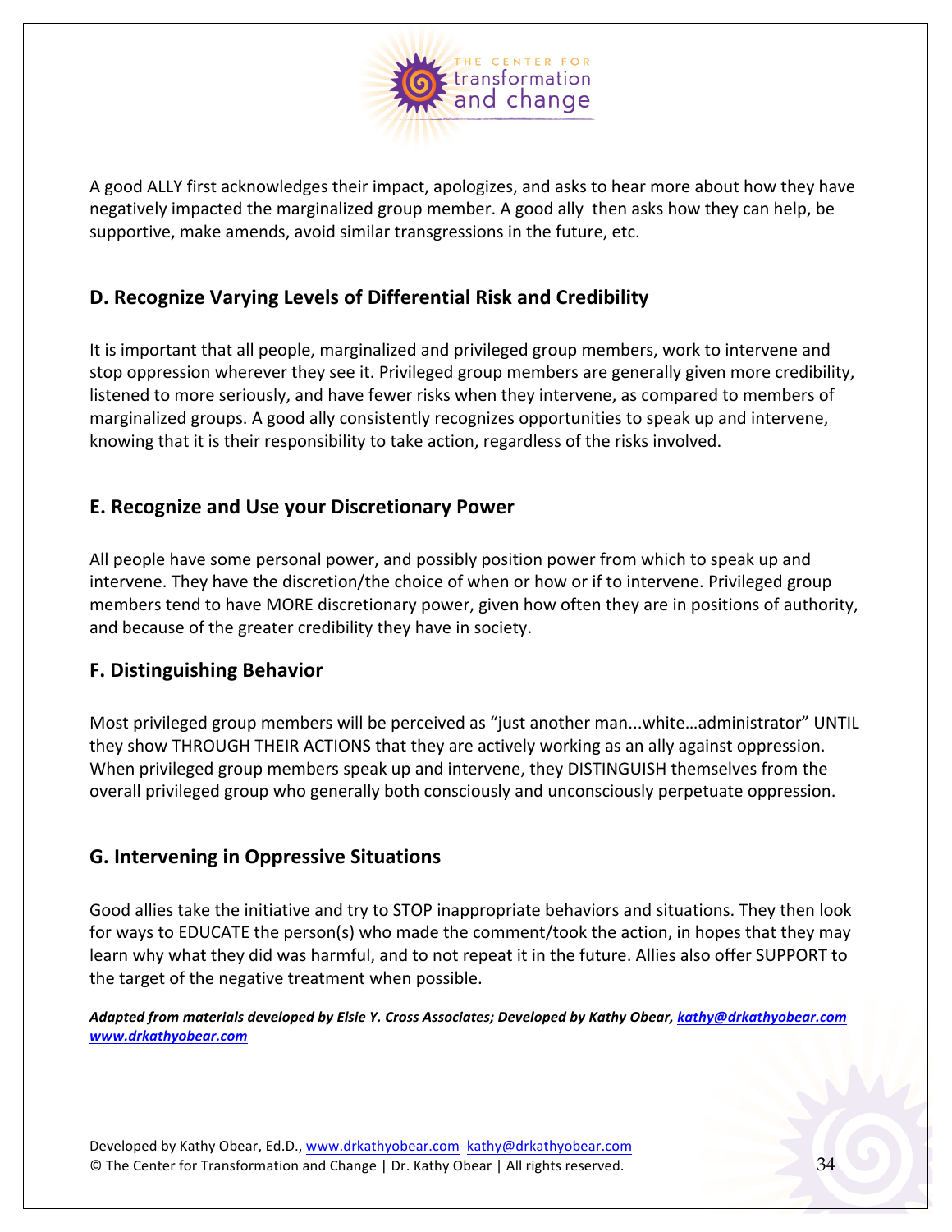A good ALLY first acknowledges their impact, apologizes, and asks to hear more about how they have negatively impacted the marginalized group member. A good ally then asks how they can help, be supportive, make amends, avoid similar transgressions in the future, etc.

## D. Recognize Varying Levels of Differential Risk and Credibility

It is important that all people, marginalized and privileged group members, work to intervene and stop oppression wherever they see it. Privileged group members are generally given more credibility, listened to more seriously, and have fewer risks when they intervene, as compared to members of marginalized groups. A good ally consistently recognizes opportunities to speak up and intervene, knowing that it is their responsibility to take action, regardless of the risks involved.

## E. Recognize and Use your Discretionary Power

All people have some personal power, and possibly position power from which to speak up and intervene. They have the discretion/the choice of when or how or if to intervene. Privileged group members tend to have MORE discretionary power, given how often they are in positions of authority, and because of the greater credibility they have in society.

## F. Distinguishing Behavior

Most privileged group members will be perceived as "just another man...white…administrator" UNTIL they show THROUGH THEIR ACTIONS that they are actively working as an ally against oppression. When privileged group members speak up and intervene, they DISTINGUISH themselves from the overall privileged group who generally both consciously and unconsciously perpetuate oppression.

## G. Intervening in Oppressive Situations

Good allies take the initiative and try to STOP inappropriate behaviors and situations. They then look for ways to EDUCATE the person(s) who made the comment/took the action, in hopes that they may learn why what they did was harmful, and to not repeat it in the future. Allies also offer SUPPORT to the target of the negative treatment when possible.

***Adapted from materials developed by Elsie Y. Cross Associates; Developed by Kathy Obear, kathy@drkathyobear.com www.drkathyobear.com***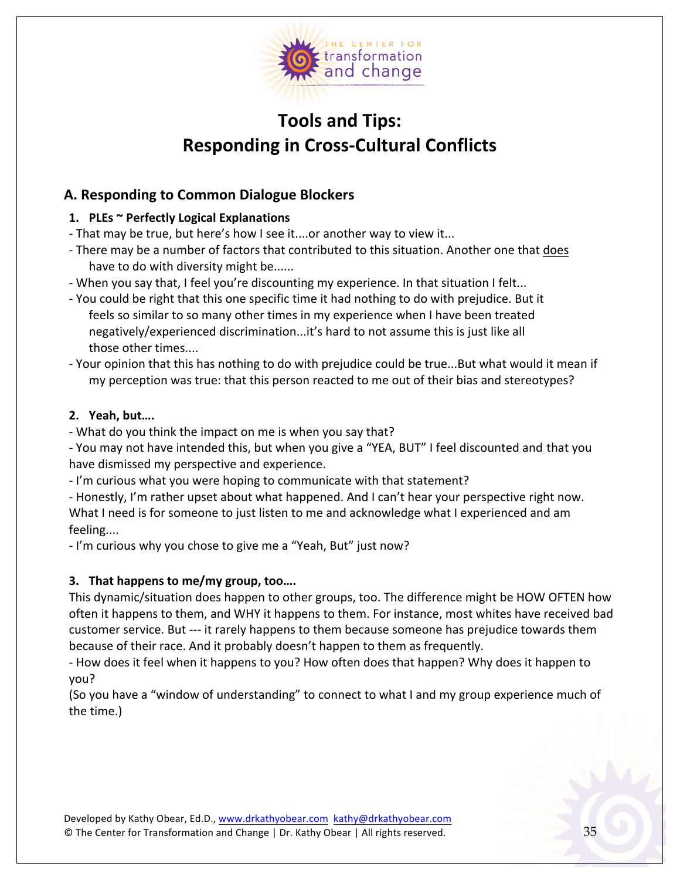# Tools and Tips: Responding in Cross-Cultural Conflicts

## A. Responding to Common Dialogue Blockers

**1. PLEs ~ Perfectly Logical Explanations**

- That may be true, but here's how I see it....or another way to view it...
- There may be a number of factors that contributed to this situation. Another one that does have to do with diversity might be......
- When you say that, I feel you're discounting my experience. In that situation I felt...
- You could be right that this one specific time it had nothing to do with prejudice. But it feels so similar to so many other times in my experience when I have been treated negatively/experienced discrimination...it's hard to not assume this is just like all those other times....
- Your opinion that this has nothing to do with prejudice could be true...But what would it mean if my perception was true: that this person reacted to me out of their bias and stereotypes?

**2. Yeah, but….**

- What do you think the impact on me is when you say that?
- You may not have intended this, but when you give a "YEA, BUT" I feel discounted and that you have dismissed my perspective and experience.
- I'm curious what you were hoping to communicate with that statement?
- Honestly, I'm rather upset about what happened. And I can't hear your perspective right now. What I need is for someone to just listen to me and acknowledge what I experienced and am feeling....
- I'm curious why you chose to give me a "Yeah, But" just now?

**3. That happens to me/my group, too….**

This dynamic/situation does happen to other groups, too. The difference might be HOW OFTEN how often it happens to them, and WHY it happens to them. For instance, most whites have received bad customer service. But --- it rarely happens to them because someone has prejudice towards them because of their race. And it probably doesn't happen to them as frequently.

- How does it feel when it happens to you? How often does that happen? Why does it happen to you?

(So you have a "window of understanding" to connect to what I and my group experience much of the time.)

Developed by Kathy Obear, Ed.D., www.drkathyobear.com kathy@drkathyobear.com
© The Center for Transformation and Change | Dr. Kathy Obear | All rights reserved.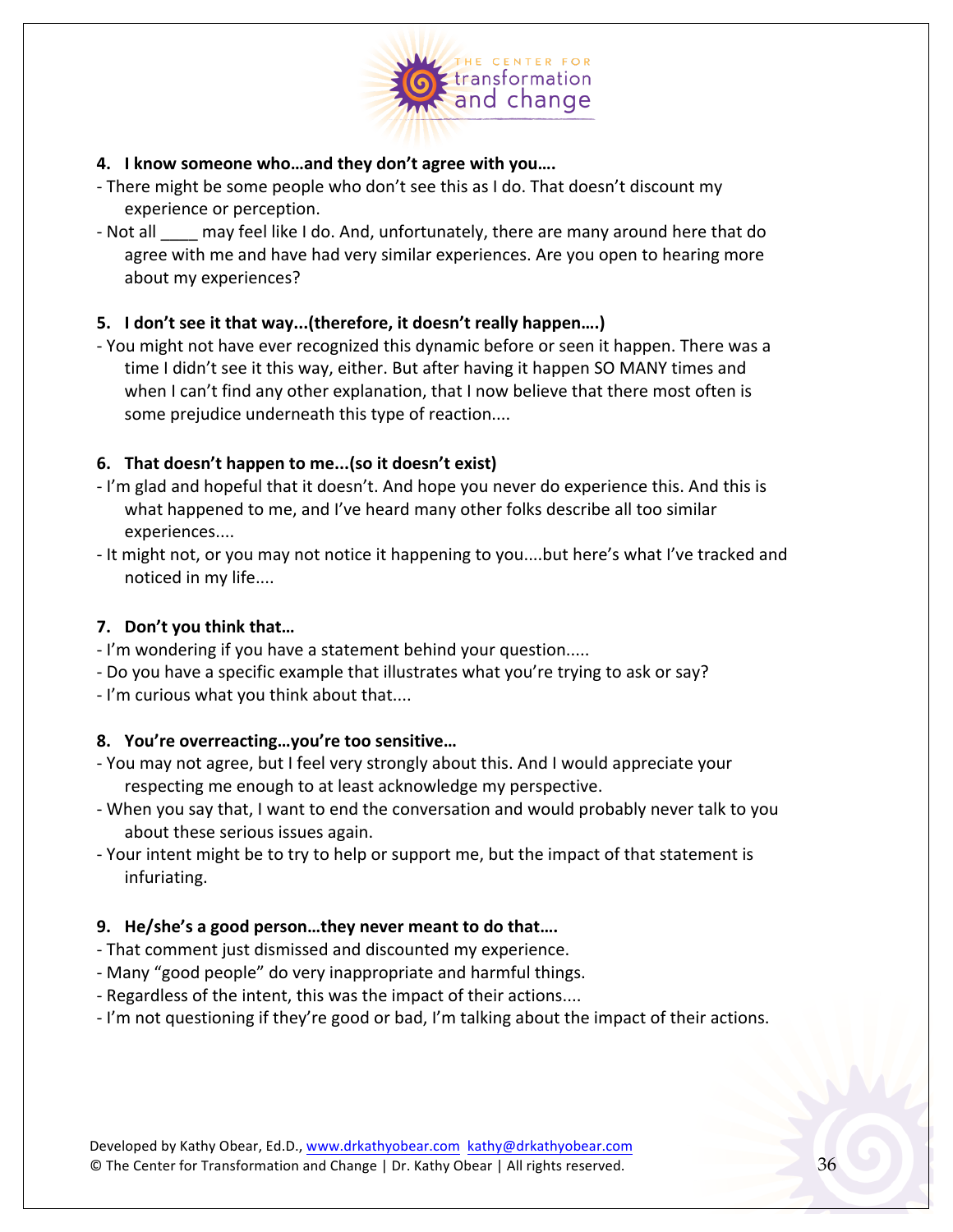**4. I know someone who…and they don't agree with you….**

- There might be some people who don't see this as I do. That doesn't discount my experience or perception.
- Not all ____ may feel like I do. And, unfortunately, there are many around here that do agree with me and have had very similar experiences. Are you open to hearing more about my experiences?

**5. I don't see it that way...(therefore, it doesn't really happen….)**

- You might not have ever recognized this dynamic before or seen it happen. There was a time I didn't see it this way, either. But after having it happen SO MANY times and when I can't find any other explanation, that I now believe that there most often is some prejudice underneath this type of reaction....

**6. That doesn't happen to me...(so it doesn't exist)**

- I'm glad and hopeful that it doesn't. And hope you never do experience this. And this is what happened to me, and I've heard many other folks describe all too similar experiences....
- It might not, or you may not notice it happening to you....but here's what I've tracked and noticed in my life....

**7. Don't you think that…**

- I'm wondering if you have a statement behind your question.....
- Do you have a specific example that illustrates what you're trying to ask or say?
- I'm curious what you think about that....

**8. You're overreacting…you're too sensitive…**

- You may not agree, but I feel very strongly about this. And I would appreciate your respecting me enough to at least acknowledge my perspective.
- When you say that, I want to end the conversation and would probably never talk to you about these serious issues again.
- Your intent might be to try to help or support me, but the impact of that statement is infuriating.

**9. He/she's a good person…they never meant to do that….**

- That comment just dismissed and discounted my experience.
- Many "good people" do very inappropriate and harmful things.
- Regardless of the intent, this was the impact of their actions....
- I'm not questioning if they're good or bad, I'm talking about the impact of their actions.

Developed by Kathy Obear, Ed.D., www.drkathyobear.com kathy@drkathyobear.com
© The Center for Transformation and Change | Dr. Kathy Obear | All rights reserved.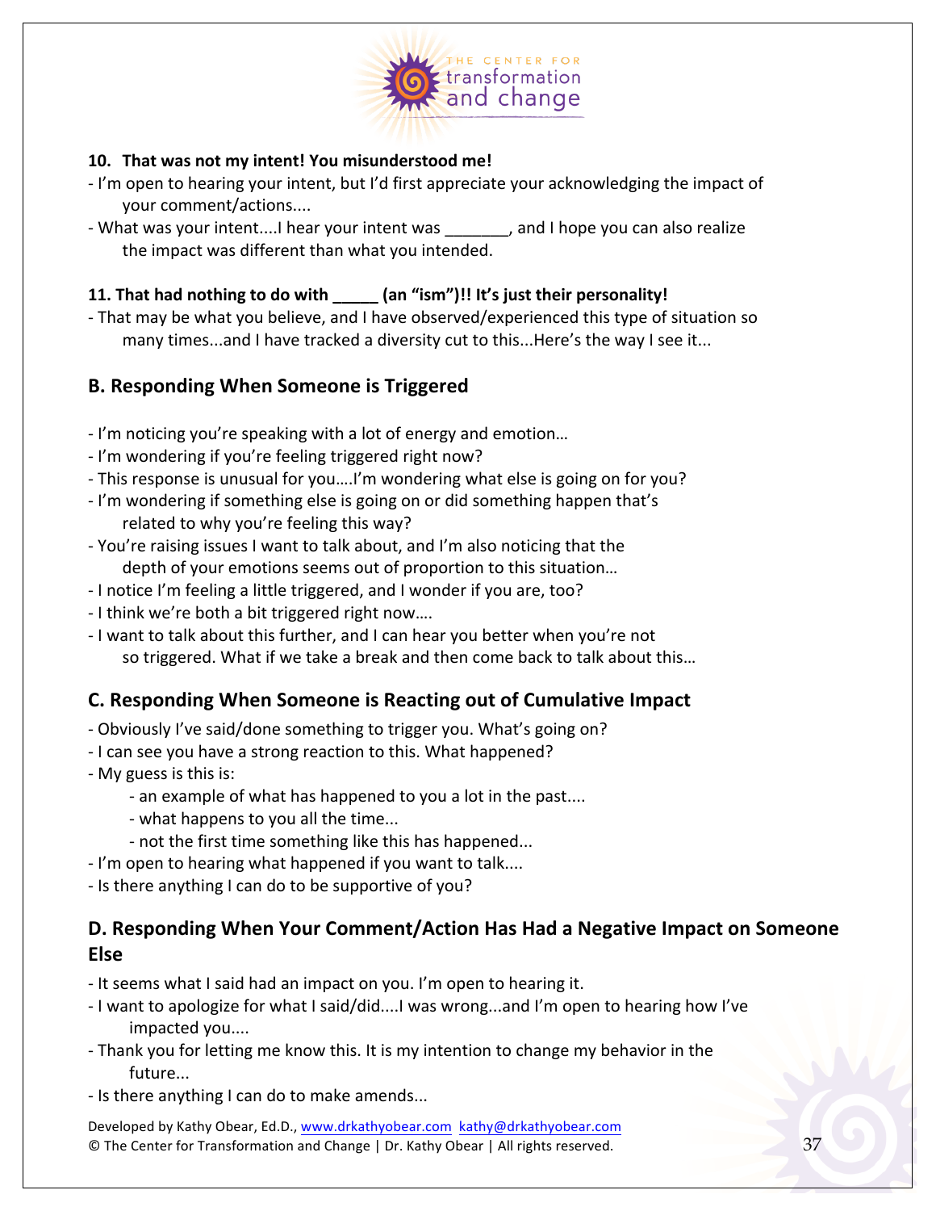**10. That was not my intent! You misunderstood me!**

- I'm open to hearing your intent, but I'd first appreciate your acknowledging the impact of your comment/actions....
- What was your intent....I hear your intent was _______, and I hope you can also realize the impact was different than what you intended.

**11. That had nothing to do with _____ (an "ism")!! It's just their personality!**

- That may be what you believe, and I have observed/experienced this type of situation so many times...and I have tracked a diversity cut to this...Here's the way I see it...

## B. Responding When Someone is Triggered

- I'm noticing you're speaking with a lot of energy and emotion…
- I'm wondering if you're feeling triggered right now?
- This response is unusual for you….I'm wondering what else is going on for you?
- I'm wondering if something else is going on or did something happen that's related to why you're feeling this way?
- You're raising issues I want to talk about, and I'm also noticing that the depth of your emotions seems out of proportion to this situation…
- I notice I'm feeling a little triggered, and I wonder if you are, too?
- I think we're both a bit triggered right now….
- I want to talk about this further, and I can hear you better when you're not so triggered. What if we take a break and then come back to talk about this…

## C. Responding When Someone is Reacting out of Cumulative Impact

- Obviously I've said/done something to trigger you. What's going on?
- I can see you have a strong reaction to this. What happened?
- My guess is this is:
  - an example of what has happened to you a lot in the past....
  - what happens to you all the time...
  - not the first time something like this has happened...
- I'm open to hearing what happened if you want to talk....
- Is there anything I can do to be supportive of you?

## D. Responding When Your Comment/Action Has Had a Negative Impact on Someone Else

- It seems what I said had an impact on you. I'm open to hearing it.
- I want to apologize for what I said/did....I was wrong...and I'm open to hearing how I've impacted you....
- Thank you for letting me know this. It is my intention to change my behavior in the future...
- Is there anything I can do to make amends...

Developed by Kathy Obear, Ed.D., www.drkathyobear.com kathy@drkathyobear.com
© The Center for Transformation and Change | Dr. Kathy Obear | All rights reserved.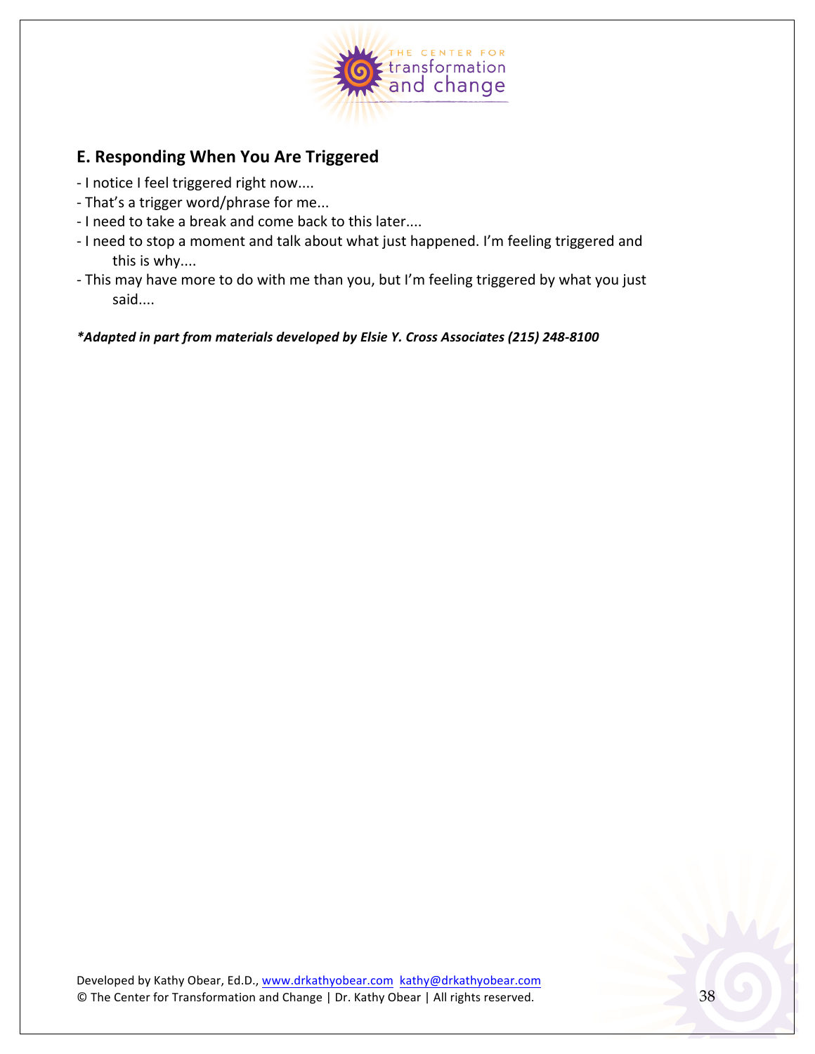## E. Responding When You Are Triggered

- I notice I feel triggered right now....
- That's a trigger word/phrase for me...
- I need to take a break and come back to this later....
- I need to stop a moment and talk about what just happened. I'm feeling triggered and this is why....
- This may have more to do with me than you, but I'm feeling triggered by what you just said....

***Adapted in part from materials developed by Elsie Y. Cross Associates (215) 248-8100***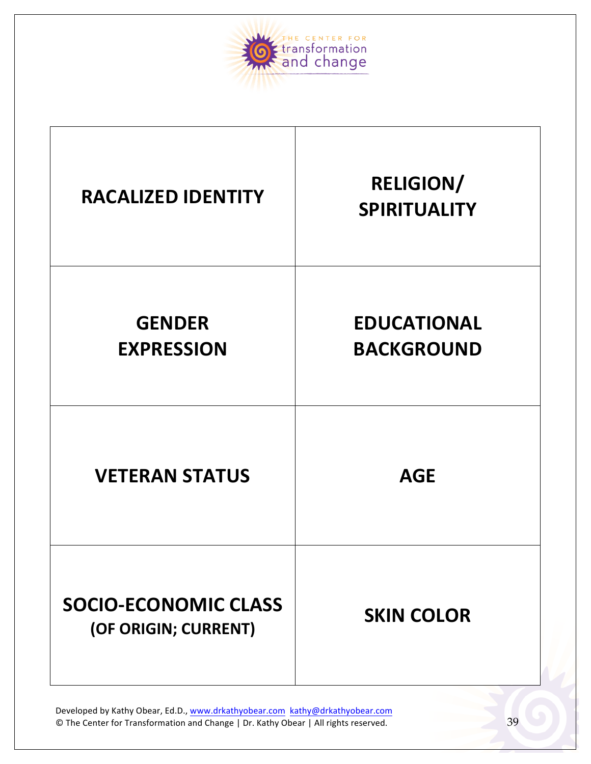THE CENTER FOR
transformation
and change

| | |
|---|---|
| **RACALIZED IDENTITY** | **RELIGION/ SPIRITUALITY** |
| **GENDER EXPRESSION** | **EDUCATIONAL BACKGROUND** |
| **VETERAN STATUS** | **AGE** |
| **SOCIO-ECONOMIC CLASS (OF ORIGIN; CURRENT)** | **SKIN COLOR** |

Developed by Kathy Obear, Ed.D., www.drkathyobear.com kathy@drkathyobear.com
© The Center for Transformation and Change | Dr. Kathy Obear | All rights reserved.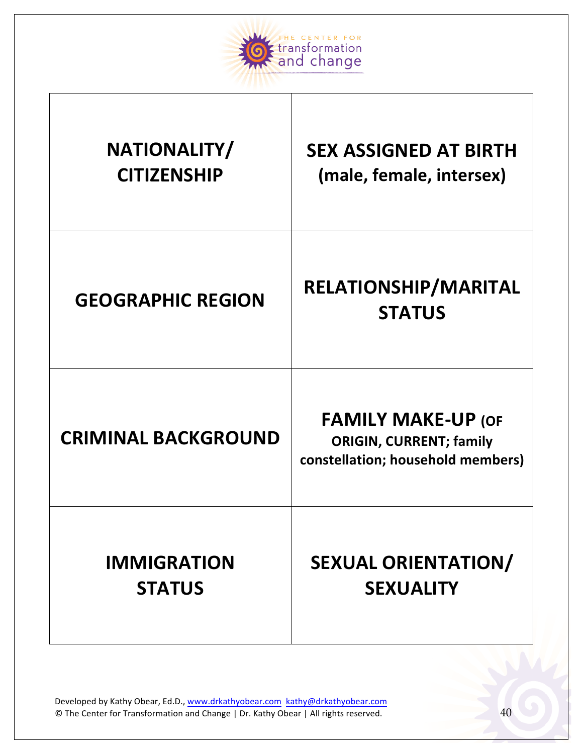| NATIONALITY/ CITIZENSHIP | SEX ASSIGNED AT BIRTH (male, female, intersex) |
|---|---|
| GEOGRAPHIC REGION | RELATIONSHIP/MARITAL STATUS |
| CRIMINAL BACKGROUND | FAMILY MAKE-UP (OF ORIGIN, CURRENT; family constellation; household members) |
| IMMIGRATION STATUS | SEXUAL ORIENTATION/ SEXUALITY |

Developed by Kathy Obear, Ed.D., www.drkathyobear.com kathy@drkathyobear.com
© The Center for Transformation and Change | Dr. Kathy Obear | All rights reserved.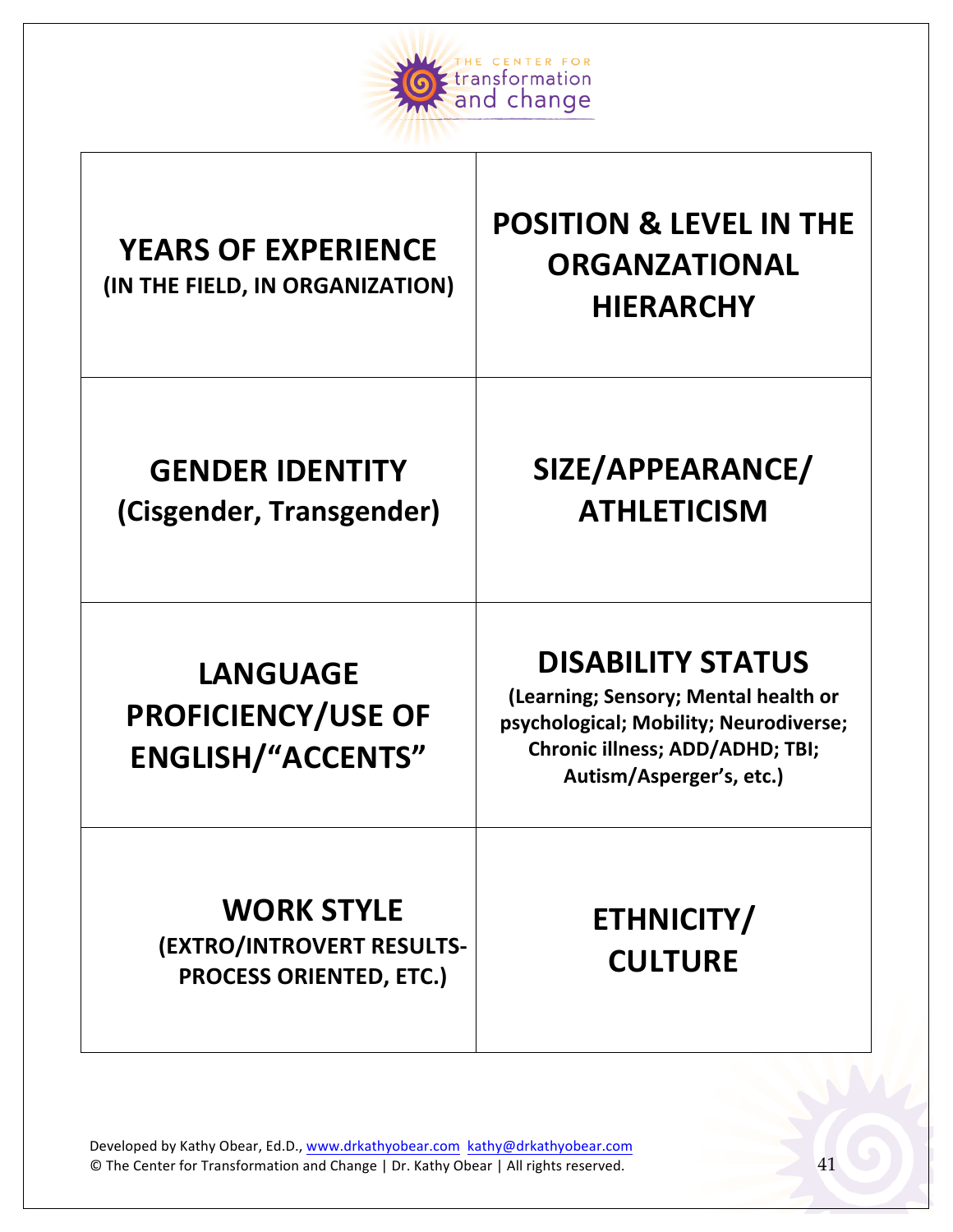| | |
|---|---|
| **YEARS OF EXPERIENCE** **(IN THE FIELD, IN ORGANIZATION)** | **POSITION & LEVEL IN THE ORGANZATIONAL HIERARCHY** |
| **GENDER IDENTITY** **(Cisgender, Transgender)** | **SIZE/APPEARANCE/ ATHLETICISM** |
| **LANGUAGE PROFICIENCY/USE OF ENGLISH/"ACCENTS"** | **DISABILITY STATUS** **(Learning; Sensory; Mental health or psychological; Mobility; Neurodiverse; Chronic illness; ADD/ADHD; TBI; Autism/Asperger's, etc.)** |
| **WORK STYLE** **(EXTRO/INTROVERT RESULTS-PROCESS ORIENTED, ETC.)** | **ETHNICITY/ CULTURE** |

Developed by Kathy Obear, Ed.D., www.drkathyobear.com kathy@drkathyobear.com
© The Center for Transformation and Change | Dr. Kathy Obear | All rights reserved.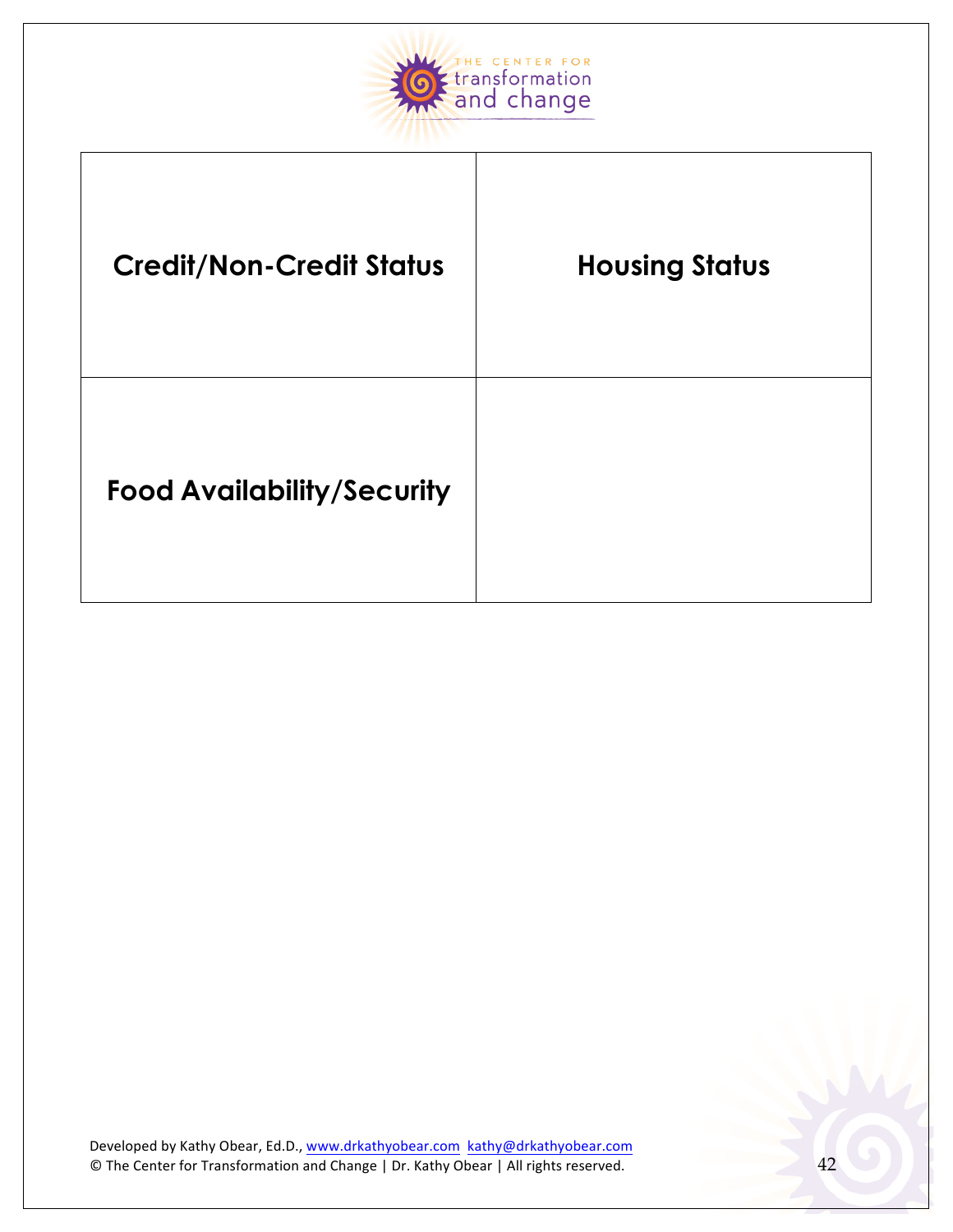| Credit/Non-Credit Status | Housing Status |
|---|---|
| Food Availability/Security | |

Developed by Kathy Obear, Ed.D., www.drkathyobear.com kathy@drkathyobear.com
© The Center for Transformation and Change | Dr. Kathy Obear | All rights reserved.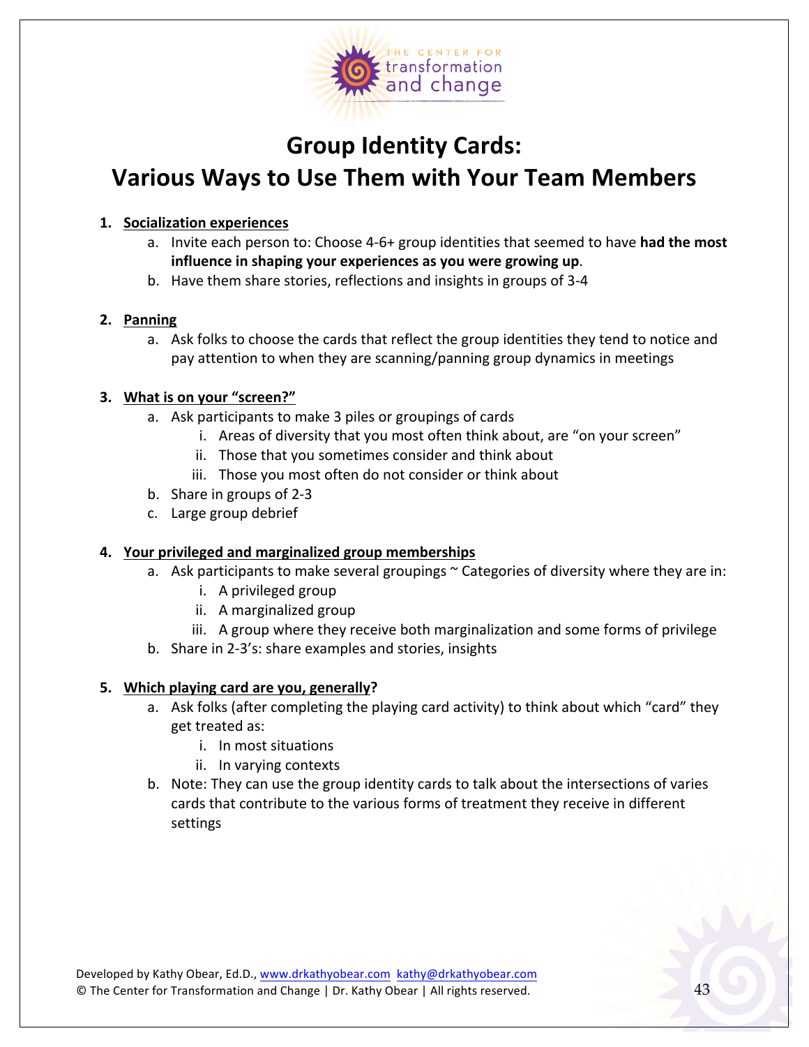# Group Identity Cards: Various Ways to Use Them with Your Team Members

1. **Socialization experiences**
   a. Invite each person to: Choose 4-6+ group identities that seemed to have **had the most influence in shaping your experiences as you were growing up**.
   b. Have them share stories, reflections and insights in groups of 3-4

2. **Panning**
   a. Ask folks to choose the cards that reflect the group identities they tend to notice and pay attention to when they are scanning/panning group dynamics in meetings

3. **What is on your "screen?"**
   a. Ask participants to make 3 piles or groupings of cards
      i. Areas of diversity that you most often think about, are "on your screen"
      ii. Those that you sometimes consider and think about
      iii. Those you most often do not consider or think about
   b. Share in groups of 2-3
   c. Large group debrief

4. **Your privileged and marginalized group memberships**
   a. Ask participants to make several groupings ~ Categories of diversity where they are in:
      i. A privileged group
      ii. A marginalized group
      iii. A group where they receive both marginalization and some forms of privilege
   b. Share in 2-3's: share examples and stories, insights

5. **Which playing card are you, generally?**
   a. Ask folks (after completing the playing card activity) to think about which "card" they get treated as:
      i. In most situations
      ii. In varying contexts
   b. Note: They can use the group identity cards to talk about the intersections of varies cards that contribute to the various forms of treatment they receive in different settings

Developed by Kathy Obear, Ed.D., www.drkathyobear.com kathy@drkathyobear.com
© The Center for Transformation and Change | Dr. Kathy Obear | All rights reserved.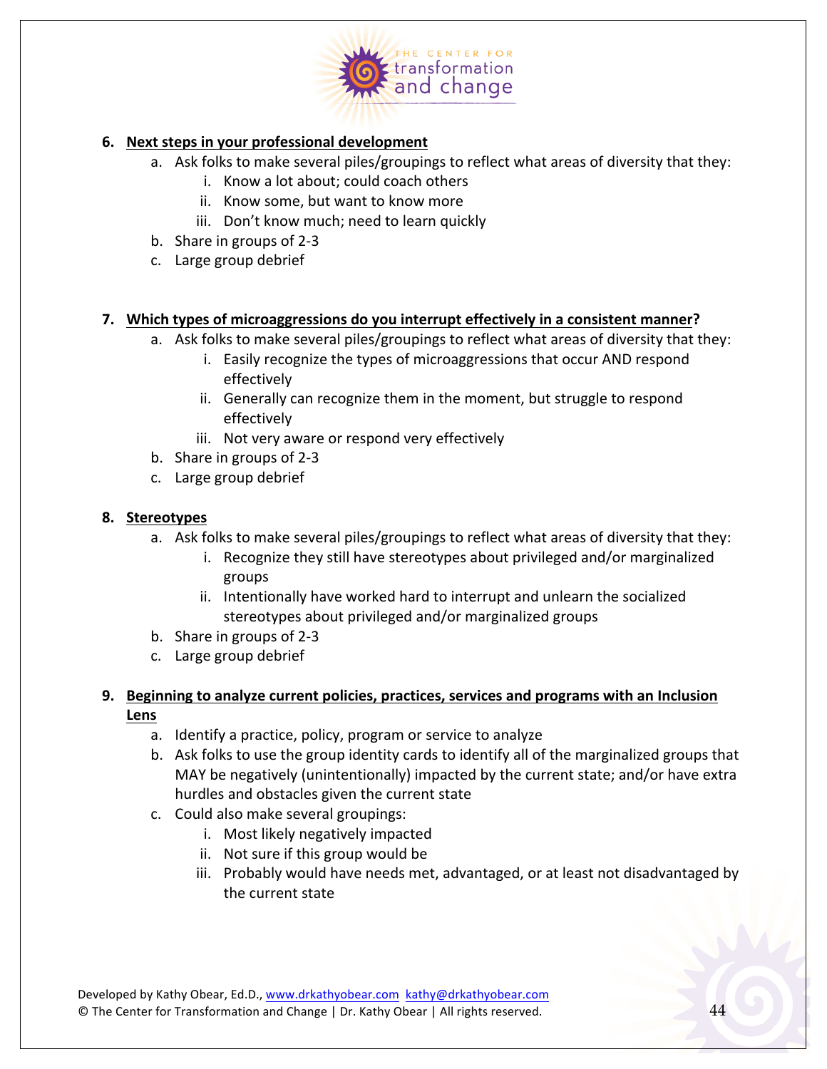6. **Next steps in your professional development**
    a. Ask folks to make several piles/groupings to reflect what areas of diversity that they:
        i. Know a lot about; could coach others
        ii. Know some, but want to know more
        iii. Don't know much; need to learn quickly
    b. Share in groups of 2-3
    c. Large group debrief

7. **Which types of microaggressions do you interrupt effectively in a consistent manner?**
    a. Ask folks to make several piles/groupings to reflect what areas of diversity that they:
        i. Easily recognize the types of microaggressions that occur AND respond effectively
        ii. Generally can recognize them in the moment, but struggle to respond effectively
        iii. Not very aware or respond very effectively
    b. Share in groups of 2-3
    c. Large group debrief

8. **Stereotypes**
    a. Ask folks to make several piles/groupings to reflect what areas of diversity that they:
        i. Recognize they still have stereotypes about privileged and/or marginalized groups
        ii. Intentionally have worked hard to interrupt and unlearn the socialized stereotypes about privileged and/or marginalized groups
    b. Share in groups of 2-3
    c. Large group debrief

9. **Beginning to analyze current policies, practices, services and programs with an Inclusion Lens**
    a. Identify a practice, policy, program or service to analyze
    b. Ask folks to use the group identity cards to identify all of the marginalized groups that MAY be negatively (unintentionally) impacted by the current state; and/or have extra hurdles and obstacles given the current state
    c. Could also make several groupings:
        i. Most likely negatively impacted
        ii. Not sure if this group would be
        iii. Probably would have needs met, advantaged, or at least not disadvantaged by the current state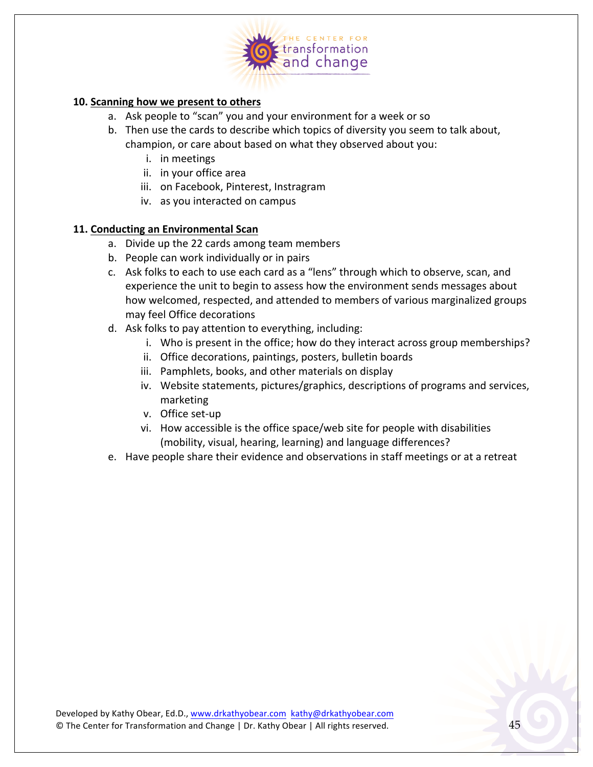**10. <u>Scanning how we present to others</u>**

a. Ask people to "scan" you and your environment for a week or so
b. Then use the cards to describe which topics of diversity you seem to talk about, champion, or care about based on what they observed about you:
   i. in meetings
   ii. in your office area
   iii. on Facebook, Pinterest, Instragram
   iv. as you interacted on campus

**11. <u>Conducting an Environmental Scan</u>**

a. Divide up the 22 cards among team members
b. People can work individually or in pairs
c. Ask folks to each to use each card as a "lens" through which to observe, scan, and experience the unit to begin to assess how the environment sends messages about how welcomed, respected, and attended to members of various marginalized groups may feel Office decorations
d. Ask folks to pay attention to everything, including:
   i. Who is present in the office; how do they interact across group memberships?
   ii. Office decorations, paintings, posters, bulletin boards
   iii. Pamphlets, books, and other materials on display
   iv. Website statements, pictures/graphics, descriptions of programs and services, marketing
   v. Office set-up
   vi. How accessible is the office space/web site for people with disabilities (mobility, visual, hearing, learning) and language differences?
e. Have people share their evidence and observations in staff meetings or at a retreat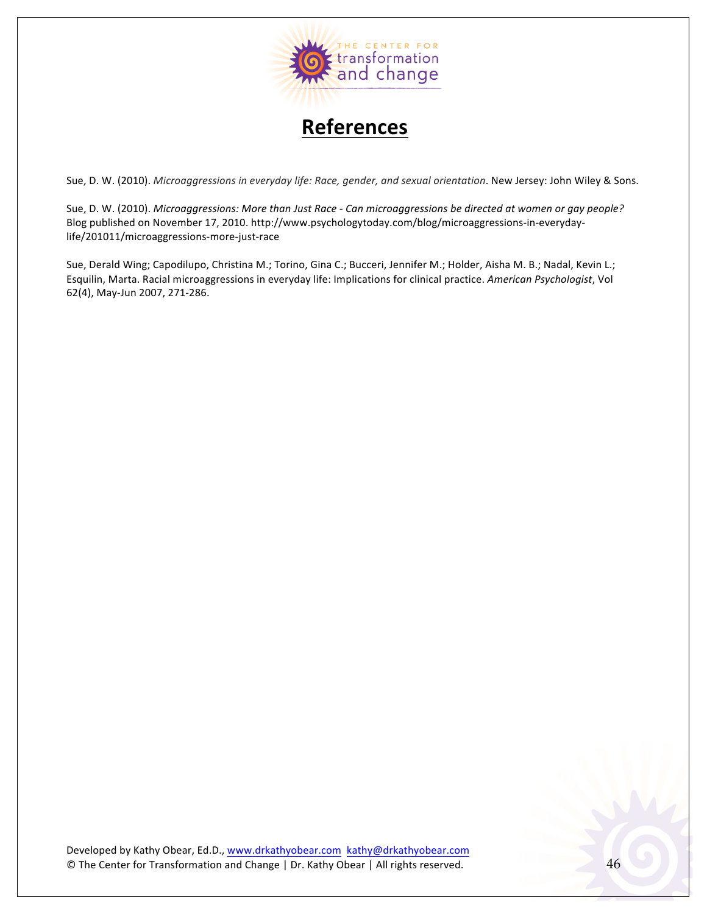# References

Sue, D. W. (2010). *Microaggressions in everyday life: Race, gender, and sexual orientation*. New Jersey: John Wiley & Sons.

Sue, D. W. (2010). *Microaggressions: More than Just Race - Can microaggressions be directed at women or gay people?* Blog published on November 17, 2010. http://www.psychologytoday.com/blog/microaggressions-in-everyday-life/201011/microaggressions-more-just-race

Sue, Derald Wing; Capodilupo, Christina M.; Torino, Gina C.; Bucceri, Jennifer M.; Holder, Aisha M. B.; Nadal, Kevin L.; Esquilin, Marta. Racial microaggressions in everyday life: Implications for clinical practice. *American Psychologist*, Vol 62(4), May-Jun 2007, 271-286.